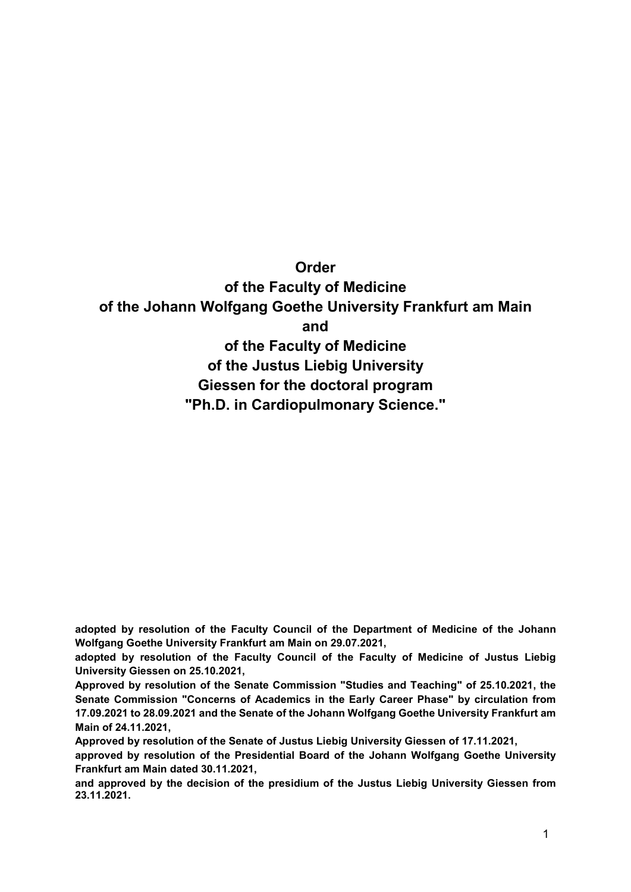# Order
# of the Faculty of Medicine
# of the Johann Wolfgang Goethe University Frankfurt am Main
# and
# of the Faculty of Medicine
# of the Justus Liebig University
# Giessen for the doctoral program
# "Ph.D. in Cardiopulmonary Science."

**adopted by resolution of the Faculty Council of the Department of Medicine of the Johann Wolfgang Goethe University Frankfurt am Main on 29.07.2021,**

**adopted by resolution of the Faculty Council of the Faculty of Medicine of Justus Liebig University Giessen on 25.10.2021,**

**Approved by resolution of the Senate Commission "Studies and Teaching" of 25.10.2021, the Senate Commission "Concerns of Academics in the Early Career Phase" by circulation from 17.09.2021 to 28.09.2021 and the Senate of the Johann Wolfgang Goethe University Frankfurt am Main of 24.11.2021,**

**Approved by resolution of the Senate of Justus Liebig University Giessen of 17.11.2021,**

**approved by resolution of the Presidential Board of the Johann Wolfgang Goethe University Frankfurt am Main dated 30.11.2021,**

**and approved by the decision of the presidium of the Justus Liebig University Giessen from 23.11.2021.**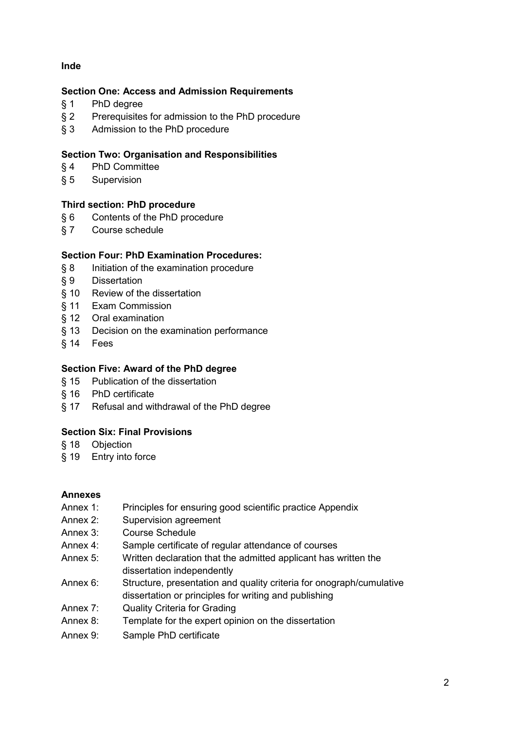**Inde**

**Section One: Access and Admission Requirements**

- § 1 PhD degree
- § 2 Prerequisites for admission to the PhD procedure
- § 3 Admission to the PhD procedure

**Section Two: Organisation and Responsibilities**

- § 4 PhD Committee
- § 5 Supervision

**Third section: PhD procedure**

- § 6 Contents of the PhD procedure
- § 7 Course schedule

**Section Four: PhD Examination Procedures:**

- § 8 Initiation of the examination procedure
- § 9 Dissertation
- § 10 Review of the dissertation
- § 11 Exam Commission
- § 12 Oral examination
- § 13 Decision on the examination performance
- § 14 Fees

**Section Five: Award of the PhD degree**

- § 15 Publication of the dissertation
- § 16 PhD certificate
- § 17 Refusal and withdrawal of the PhD degree

**Section Six: Final Provisions**

- § 18 Objection
- § 19 Entry into force

**Annexes**

- Annex 1: Principles for ensuring good scientific practice Appendix
- Annex 2: Supervision agreement
- Annex 3: Course Schedule
- Annex 4: Sample certificate of regular attendance of courses
- Annex 5: Written declaration that the admitted applicant has written the dissertation independently
- Annex 6: Structure, presentation and quality criteria for onograph/cumulative dissertation or principles for writing and publishing
- Annex 7: Quality Criteria for Grading
- Annex 8: Template for the expert opinion on the dissertation
- Annex 9: Sample PhD certificate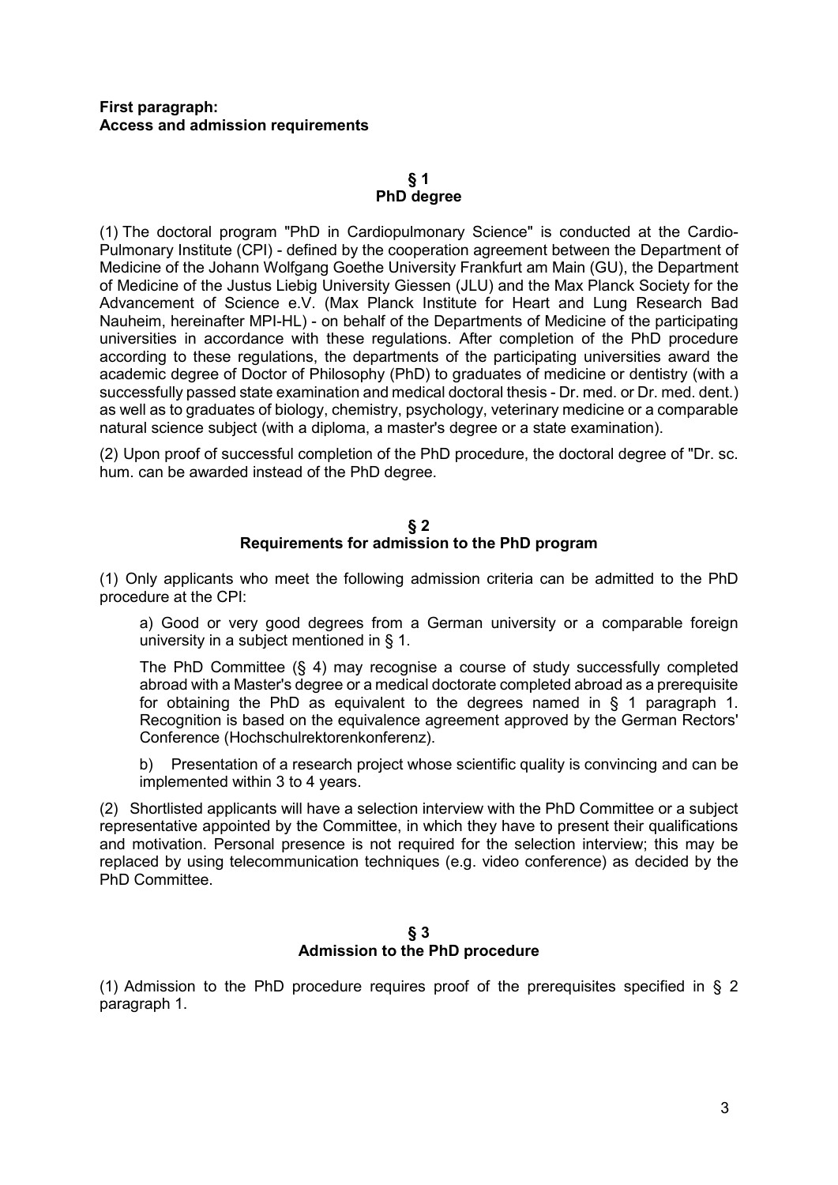**First paragraph:**
**Access and admission requirements**

## § 1
## PhD degree

(1) The doctoral program "PhD in Cardiopulmonary Science" is conducted at the Cardio-Pulmonary Institute (CPI) - defined by the cooperation agreement between the Department of Medicine of the Johann Wolfgang Goethe University Frankfurt am Main (GU), the Department of Medicine of the Justus Liebig University Giessen (JLU) and the Max Planck Society for the Advancement of Science e.V. (Max Planck Institute for Heart and Lung Research Bad Nauheim, hereinafter MPI-HL) - on behalf of the Departments of Medicine of the participating universities in accordance with these regulations. After completion of the PhD procedure according to these regulations, the departments of the participating universities award the academic degree of Doctor of Philosophy (PhD) to graduates of medicine or dentistry (with a successfully passed state examination and medical doctoral thesis - Dr. med. or Dr. med. dent.) as well as to graduates of biology, chemistry, psychology, veterinary medicine or a comparable natural science subject (with a diploma, a master's degree or a state examination).

(2) Upon proof of successful completion of the PhD procedure, the doctoral degree of "Dr. sc. hum. can be awarded instead of the PhD degree.

## § 2
## Requirements for admission to the PhD program

(1) Only applicants who meet the following admission criteria can be admitted to the PhD procedure at the CPI:

a) Good or very good degrees from a German university or a comparable foreign university in a subject mentioned in § 1.

The PhD Committee (§ 4) may recognise a course of study successfully completed abroad with a Master's degree or a medical doctorate completed abroad as a prerequisite for obtaining the PhD as equivalent to the degrees named in § 1 paragraph 1. Recognition is based on the equivalence agreement approved by the German Rectors' Conference (Hochschulrektorenkonferenz).

b) Presentation of a research project whose scientific quality is convincing and can be implemented within 3 to 4 years.

(2) Shortlisted applicants will have a selection interview with the PhD Committee or a subject representative appointed by the Committee, in which they have to present their qualifications and motivation. Personal presence is not required for the selection interview; this may be replaced by using telecommunication techniques (e.g. video conference) as decided by the PhD Committee.

## § 3
## Admission to the PhD procedure

(1) Admission to the PhD procedure requires proof of the prerequisites specified in § 2 paragraph 1.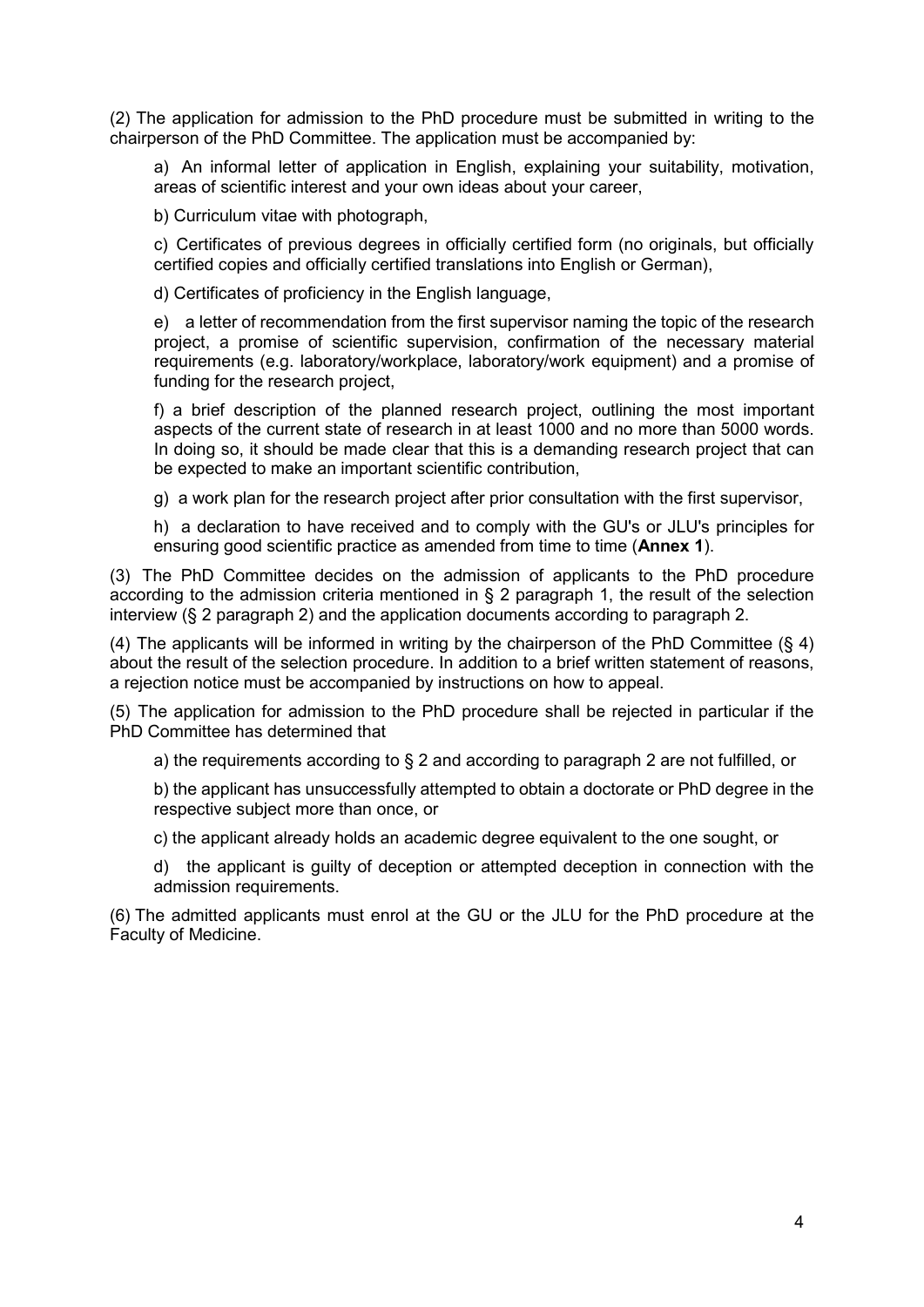(2) The application for admission to the PhD procedure must be submitted in writing to the chairperson of the PhD Committee. The application must be accompanied by:

a) An informal letter of application in English, explaining your suitability, motivation, areas of scientific interest and your own ideas about your career,

b) Curriculum vitae with photograph,

c) Certificates of previous degrees in officially certified form (no originals, but officially certified copies and officially certified translations into English or German),

d) Certificates of proficiency in the English language,

e) a letter of recommendation from the first supervisor naming the topic of the research project, a promise of scientific supervision, confirmation of the necessary material requirements (e.g. laboratory/workplace, laboratory/work equipment) and a promise of funding for the research project,

f) a brief description of the planned research project, outlining the most important aspects of the current state of research in at least 1000 and no more than 5000 words. In doing so, it should be made clear that this is a demanding research project that can be expected to make an important scientific contribution,

g) a work plan for the research project after prior consultation with the first supervisor,

h) a declaration to have received and to comply with the GU's or JLU's principles for ensuring good scientific practice as amended from time to time (**Annex 1**).

(3) The PhD Committee decides on the admission of applicants to the PhD procedure according to the admission criteria mentioned in § 2 paragraph 1, the result of the selection interview (§ 2 paragraph 2) and the application documents according to paragraph 2.

(4) The applicants will be informed in writing by the chairperson of the PhD Committee (§ 4) about the result of the selection procedure. In addition to a brief written statement of reasons, a rejection notice must be accompanied by instructions on how to appeal.

(5) The application for admission to the PhD procedure shall be rejected in particular if the PhD Committee has determined that

a) the requirements according to § 2 and according to paragraph 2 are not fulfilled, or

b) the applicant has unsuccessfully attempted to obtain a doctorate or PhD degree in the respective subject more than once, or

c) the applicant already holds an academic degree equivalent to the one sought, or

d) the applicant is guilty of deception or attempted deception in connection with the admission requirements.

(6) The admitted applicants must enrol at the GU or the JLU for the PhD procedure at the Faculty of Medicine.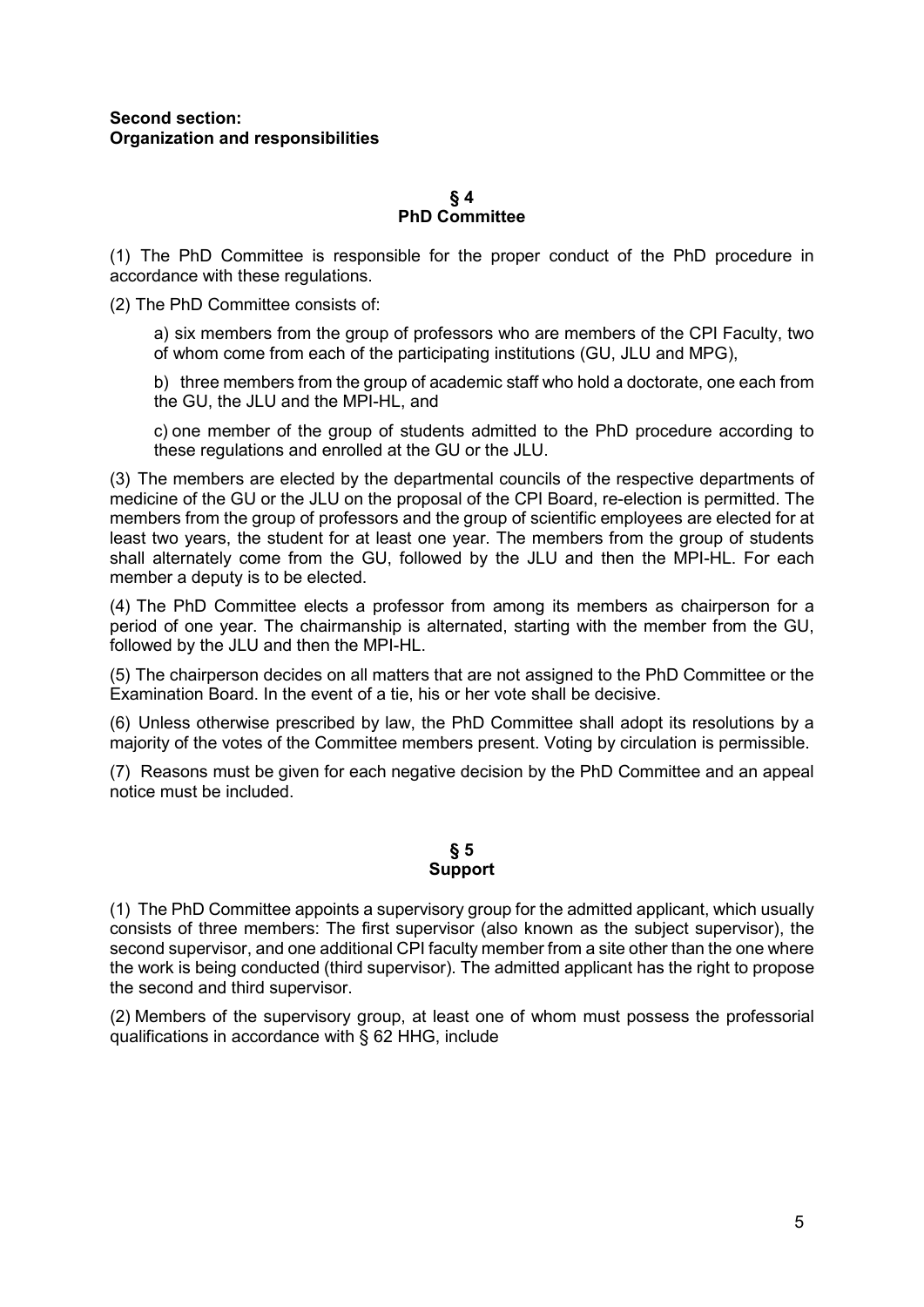**Second section:**
**Organization and responsibilities**

## § 4
## PhD Committee

(1) The PhD Committee is responsible for the proper conduct of the PhD procedure in accordance with these regulations.

(2) The PhD Committee consists of:

a) six members from the group of professors who are members of the CPI Faculty, two of whom come from each of the participating institutions (GU, JLU and MPG),

b) three members from the group of academic staff who hold a doctorate, one each from the GU, the JLU and the MPI-HL, and

c) one member of the group of students admitted to the PhD procedure according to these regulations and enrolled at the GU or the JLU.

(3) The members are elected by the departmental councils of the respective departments of medicine of the GU or the JLU on the proposal of the CPI Board, re-election is permitted. The members from the group of professors and the group of scientific employees are elected for at least two years, the student for at least one year. The members from the group of students shall alternately come from the GU, followed by the JLU and then the MPI-HL. For each member a deputy is to be elected.

(4) The PhD Committee elects a professor from among its members as chairperson for a period of one year. The chairmanship is alternated, starting with the member from the GU, followed by the JLU and then the MPI-HL.

(5) The chairperson decides on all matters that are not assigned to the PhD Committee or the Examination Board. In the event of a tie, his or her vote shall be decisive.

(6) Unless otherwise prescribed by law, the PhD Committee shall adopt its resolutions by a majority of the votes of the Committee members present. Voting by circulation is permissible.

(7) Reasons must be given for each negative decision by the PhD Committee and an appeal notice must be included.

## § 5
## Support

(1) The PhD Committee appoints a supervisory group for the admitted applicant, which usually consists of three members: The first supervisor (also known as the subject supervisor), the second supervisor, and one additional CPI faculty member from a site other than the one where the work is being conducted (third supervisor). The admitted applicant has the right to propose the second and third supervisor.

(2) Members of the supervisory group, at least one of whom must possess the professorial qualifications in accordance with § 62 HHG, include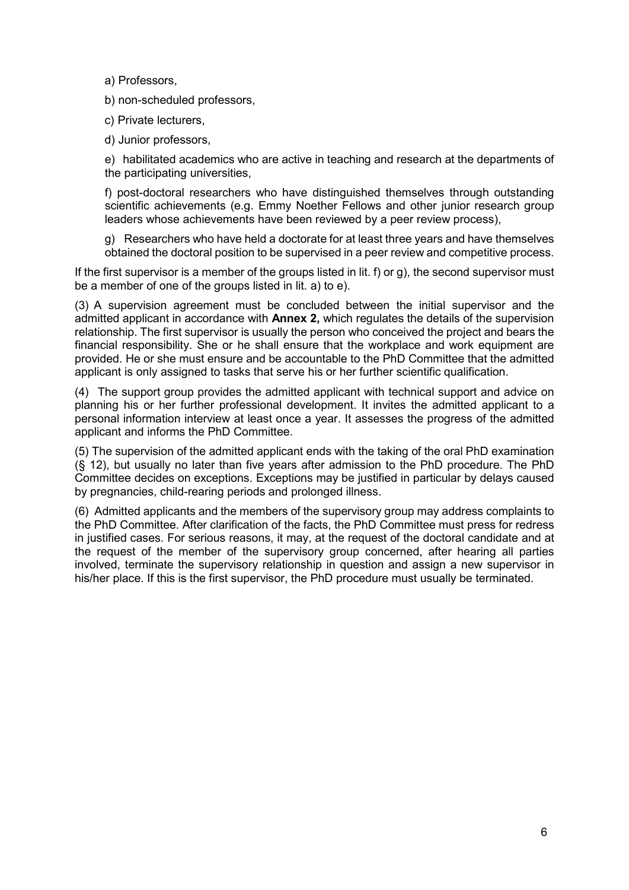a) Professors,

b) non-scheduled professors,

c) Private lecturers,

d) Junior professors,

e) habilitated academics who are active in teaching and research at the departments of the participating universities,

f) post-doctoral researchers who have distinguished themselves through outstanding scientific achievements (e.g. Emmy Noether Fellows and other junior research group leaders whose achievements have been reviewed by a peer review process),

g) Researchers who have held a doctorate for at least three years and have themselves obtained the doctoral position to be supervised in a peer review and competitive process.

If the first supervisor is a member of the groups listed in lit. f) or g), the second supervisor must be a member of one of the groups listed in lit. a) to e).

(3) A supervision agreement must be concluded between the initial supervisor and the admitted applicant in accordance with **Annex 2,** which regulates the details of the supervision relationship. The first supervisor is usually the person who conceived the project and bears the financial responsibility. She or he shall ensure that the workplace and work equipment are provided. He or she must ensure and be accountable to the PhD Committee that the admitted applicant is only assigned to tasks that serve his or her further scientific qualification.

(4) The support group provides the admitted applicant with technical support and advice on planning his or her further professional development. It invites the admitted applicant to a personal information interview at least once a year. It assesses the progress of the admitted applicant and informs the PhD Committee.

(5) The supervision of the admitted applicant ends with the taking of the oral PhD examination (§ 12), but usually no later than five years after admission to the PhD procedure. The PhD Committee decides on exceptions. Exceptions may be justified in particular by delays caused by pregnancies, child-rearing periods and prolonged illness.

(6) Admitted applicants and the members of the supervisory group may address complaints to the PhD Committee. After clarification of the facts, the PhD Committee must press for redress in justified cases. For serious reasons, it may, at the request of the doctoral candidate and at the request of the member of the supervisory group concerned, after hearing all parties involved, terminate the supervisory relationship in question and assign a new supervisor in his/her place. If this is the first supervisor, the PhD procedure must usually be terminated.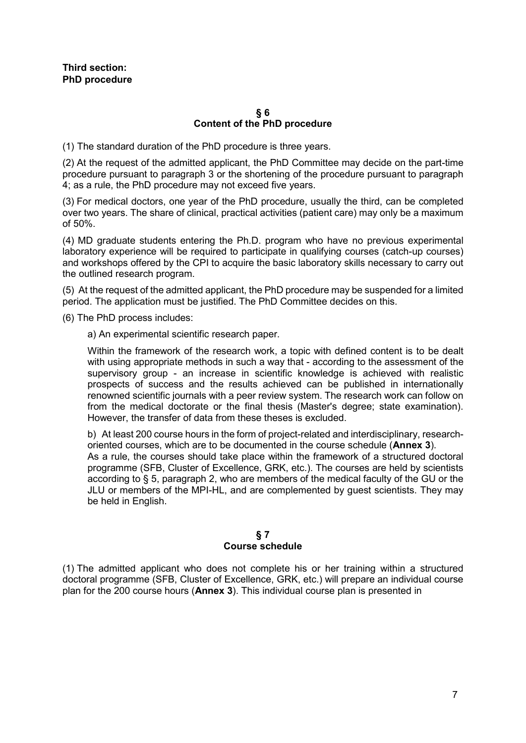**Third section:**
**PhD procedure**

### § 6
### Content of the PhD procedure

(1) The standard duration of the PhD procedure is three years.

(2) At the request of the admitted applicant, the PhD Committee may decide on the part-time procedure pursuant to paragraph 3 or the shortening of the procedure pursuant to paragraph 4; as a rule, the PhD procedure may not exceed five years.

(3) For medical doctors, one year of the PhD procedure, usually the third, can be completed over two years. The share of clinical, practical activities (patient care) may only be a maximum of 50%.

(4) MD graduate students entering the Ph.D. program who have no previous experimental laboratory experience will be required to participate in qualifying courses (catch-up courses) and workshops offered by the CPI to acquire the basic laboratory skills necessary to carry out the outlined research program.

(5) At the request of the admitted applicant, the PhD procedure may be suspended for a limited period. The application must be justified. The PhD Committee decides on this.

(6) The PhD process includes:

a) An experimental scientific research paper.

Within the framework of the research work, a topic with defined content is to be dealt with using appropriate methods in such a way that - according to the assessment of the supervisory group - an increase in scientific knowledge is achieved with realistic prospects of success and the results achieved can be published in internationally renowned scientific journals with a peer review system. The research work can follow on from the medical doctorate or the final thesis (Master's degree; state examination). However, the transfer of data from these theses is excluded.

b) At least 200 course hours in the form of project-related and interdisciplinary, research-oriented courses, which are to be documented in the course schedule (**Annex 3**).
As a rule, the courses should take place within the framework of a structured doctoral programme (SFB, Cluster of Excellence, GRK, etc.). The courses are held by scientists according to § 5, paragraph 2, who are members of the medical faculty of the GU or the JLU or members of the MPI-HL, and are complemented by guest scientists. They may be held in English.

### § 7
### Course schedule

(1) The admitted applicant who does not complete his or her training within a structured doctoral programme (SFB, Cluster of Excellence, GRK, etc.) will prepare an individual course plan for the 200 course hours (**Annex 3**). This individual course plan is presented in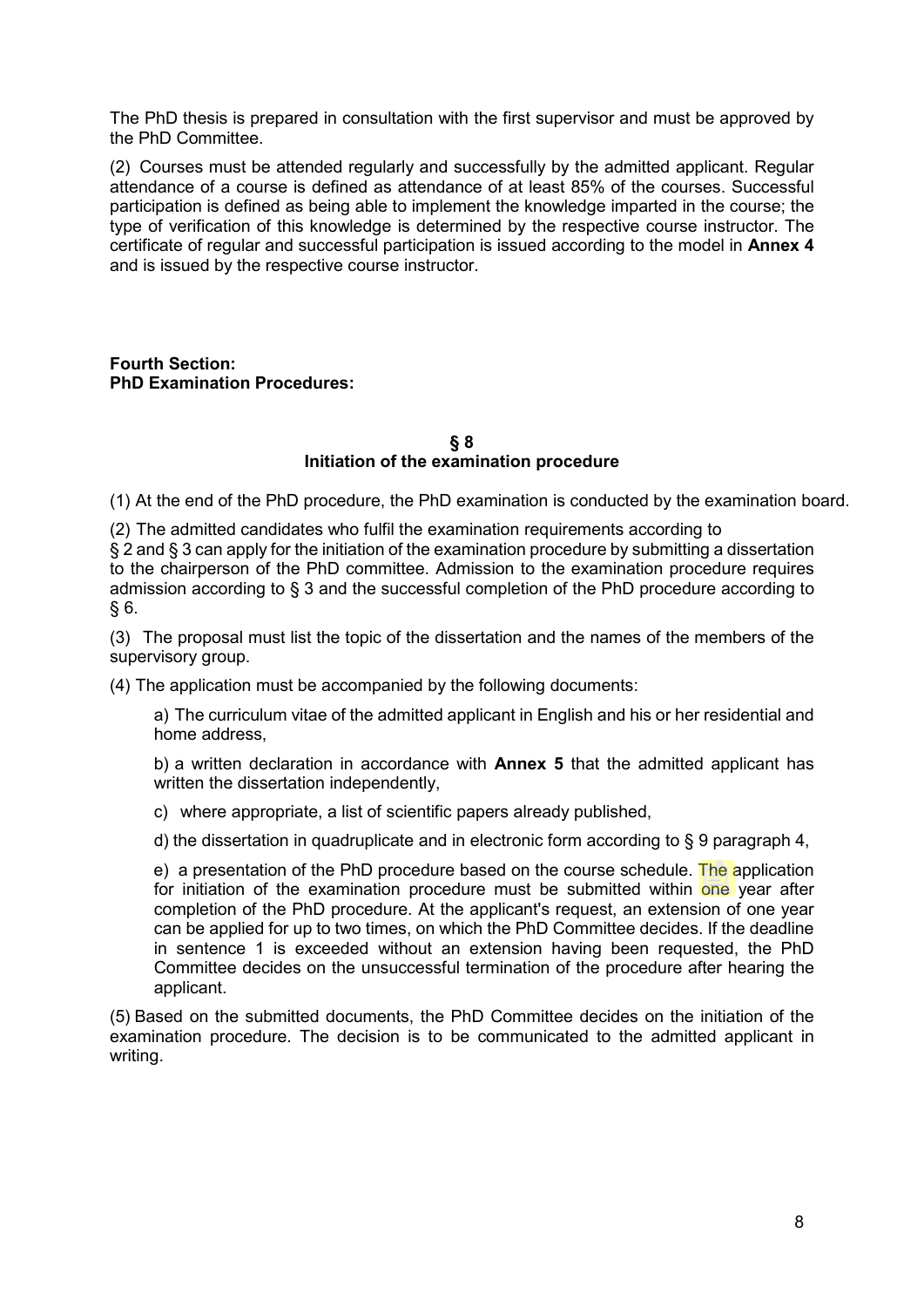The PhD thesis is prepared in consultation with the first supervisor and must be approved by the PhD Committee.

(2) Courses must be attended regularly and successfully by the admitted applicant. Regular attendance of a course is defined as attendance of at least 85% of the courses. Successful participation is defined as being able to implement the knowledge imparted in the course; the type of verification of this knowledge is determined by the respective course instructor. The certificate of regular and successful participation is issued according to the model in **Annex 4** and is issued by the respective course instructor.

**Fourth Section:**
**PhD Examination Procedures:**

### § 8
### Initiation of the examination procedure

(1) At the end of the PhD procedure, the PhD examination is conducted by the examination board.

(2) The admitted candidates who fulfil the examination requirements according to § 2 and § 3 can apply for the initiation of the examination procedure by submitting a dissertation to the chairperson of the PhD committee. Admission to the examination procedure requires admission according to § 3 and the successful completion of the PhD procedure according to § 6.

(3) The proposal must list the topic of the dissertation and the names of the members of the supervisory group.

(4) The application must be accompanied by the following documents:

a) The curriculum vitae of the admitted applicant in English and his or her residential and home address,

b) a written declaration in accordance with **Annex 5** that the admitted applicant has written the dissertation independently,

c) where appropriate, a list of scientific papers already published,

d) the dissertation in quadruplicate and in electronic form according to § 9 paragraph 4,

e) a presentation of the PhD procedure based on the course schedule. The application for initiation of the examination procedure must be submitted within one year after completion of the PhD procedure. At the applicant's request, an extension of one year can be applied for up to two times, on which the PhD Committee decides. If the deadline in sentence 1 is exceeded without an extension having been requested, the PhD Committee decides on the unsuccessful termination of the procedure after hearing the applicant.

(5) Based on the submitted documents, the PhD Committee decides on the initiation of the examination procedure. The decision is to be communicated to the admitted applicant in writing.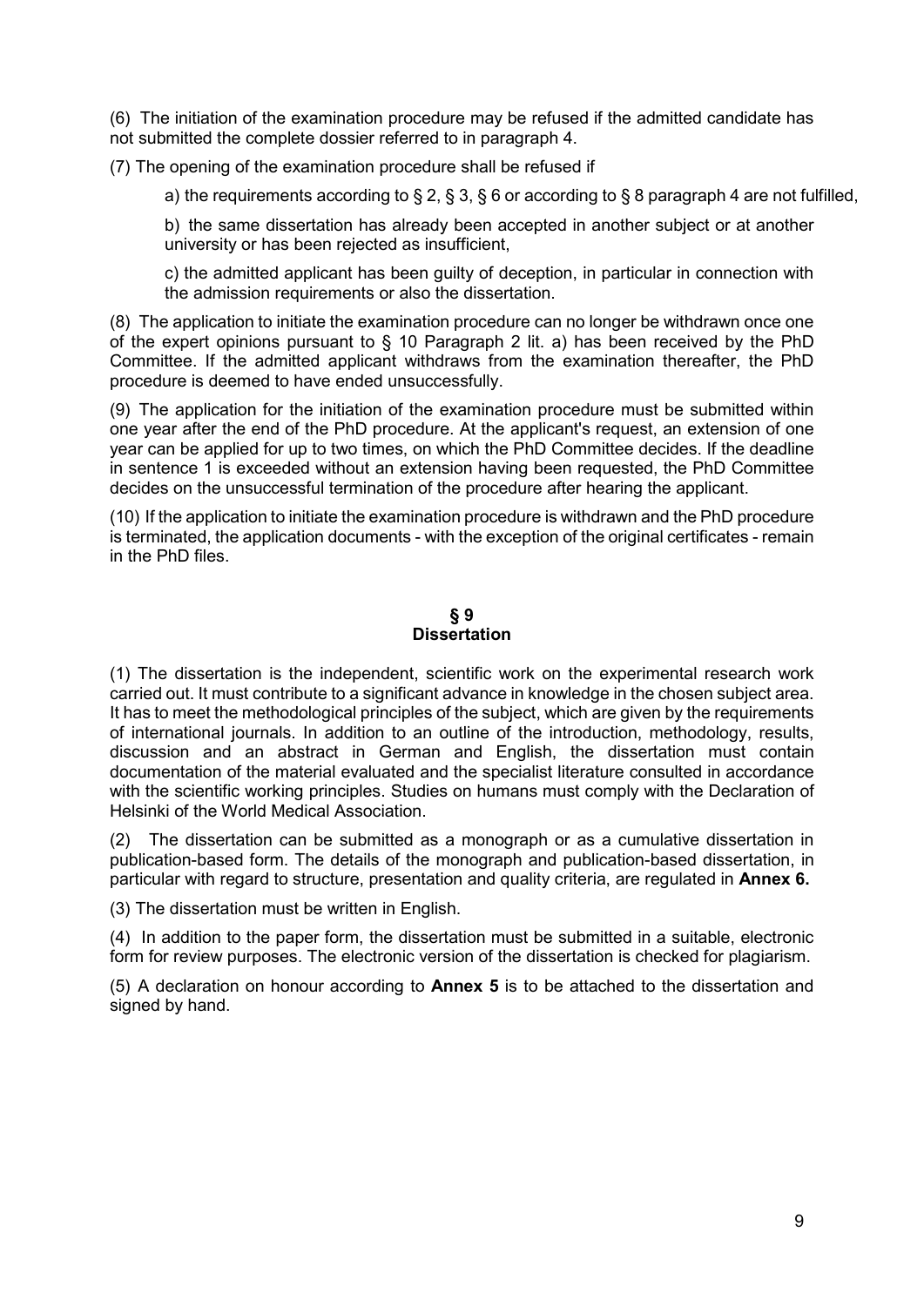(6) The initiation of the examination procedure may be refused if the admitted candidate has not submitted the complete dossier referred to in paragraph 4.

(7) The opening of the examination procedure shall be refused if

a) the requirements according to § 2, § 3, § 6 or according to § 8 paragraph 4 are not fulfilled,

b) the same dissertation has already been accepted in another subject or at another university or has been rejected as insufficient,

c) the admitted applicant has been guilty of deception, in particular in connection with the admission requirements or also the dissertation.

(8) The application to initiate the examination procedure can no longer be withdrawn once one of the expert opinions pursuant to § 10 Paragraph 2 lit. a) has been received by the PhD Committee. If the admitted applicant withdraws from the examination thereafter, the PhD procedure is deemed to have ended unsuccessfully.

(9) The application for the initiation of the examination procedure must be submitted within one year after the end of the PhD procedure. At the applicant's request, an extension of one year can be applied for up to two times, on which the PhD Committee decides. If the deadline in sentence 1 is exceeded without an extension having been requested, the PhD Committee decides on the unsuccessful termination of the procedure after hearing the applicant.

(10) If the application to initiate the examination procedure is withdrawn and the PhD procedure is terminated, the application documents - with the exception of the original certificates - remain in the PhD files.

## § 9
## Dissertation

(1) The dissertation is the independent, scientific work on the experimental research work carried out. It must contribute to a significant advance in knowledge in the chosen subject area. It has to meet the methodological principles of the subject, which are given by the requirements of international journals. In addition to an outline of the introduction, methodology, results, discussion and an abstract in German and English, the dissertation must contain documentation of the material evaluated and the specialist literature consulted in accordance with the scientific working principles. Studies on humans must comply with the Declaration of Helsinki of the World Medical Association.

(2) The dissertation can be submitted as a monograph or as a cumulative dissertation in publication-based form. The details of the monograph and publication-based dissertation, in particular with regard to structure, presentation and quality criteria, are regulated in **Annex 6.**

(3) The dissertation must be written in English.

(4) In addition to the paper form, the dissertation must be submitted in a suitable, electronic form for review purposes. The electronic version of the dissertation is checked for plagiarism.

(5) A declaration on honour according to **Annex 5** is to be attached to the dissertation and signed by hand.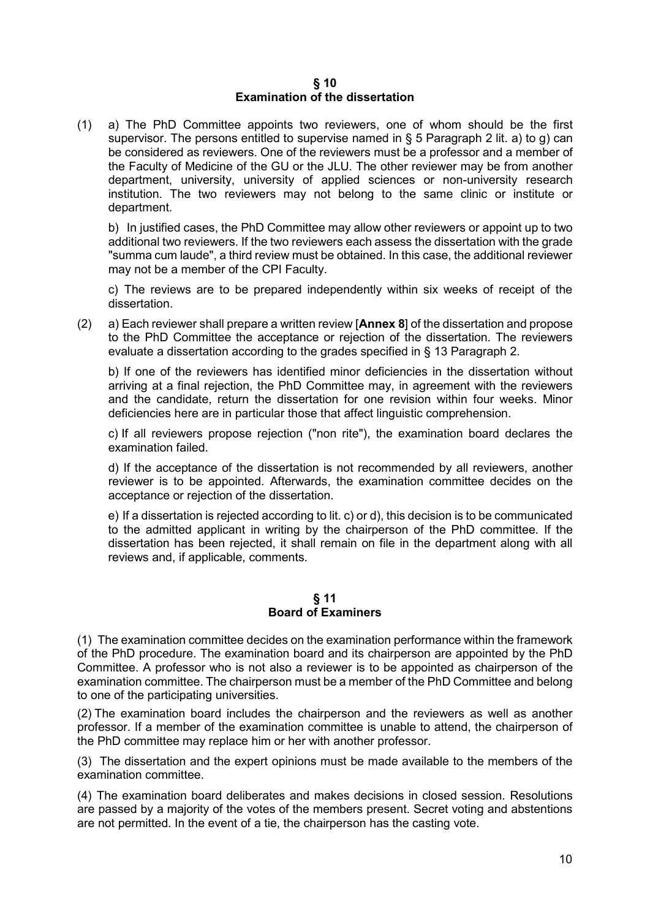## § 10
## Examination of the dissertation

(1) a) The PhD Committee appoints two reviewers, one of whom should be the first supervisor. The persons entitled to supervise named in § 5 Paragraph 2 lit. a) to g) can be considered as reviewers. One of the reviewers must be a professor and a member of the Faculty of Medicine of the GU or the JLU. The other reviewer may be from another department, university, university of applied sciences or non-university research institution. The two reviewers may not belong to the same clinic or institute or department.

b) In justified cases, the PhD Committee may allow other reviewers or appoint up to two additional two reviewers. If the two reviewers each assess the dissertation with the grade "summa cum laude", a third review must be obtained. In this case, the additional reviewer may not be a member of the CPI Faculty.

c) The reviews are to be prepared independently within six weeks of receipt of the dissertation.

(2) a) Each reviewer shall prepare a written review [**Annex 8**] of the dissertation and propose to the PhD Committee the acceptance or rejection of the dissertation. The reviewers evaluate a dissertation according to the grades specified in § 13 Paragraph 2.

b) If one of the reviewers has identified minor deficiencies in the dissertation without arriving at a final rejection, the PhD Committee may, in agreement with the reviewers and the candidate, return the dissertation for one revision within four weeks. Minor deficiencies here are in particular those that affect linguistic comprehension.

c) If all reviewers propose rejection ("non rite"), the examination board declares the examination failed.

d) If the acceptance of the dissertation is not recommended by all reviewers, another reviewer is to be appointed. Afterwards, the examination committee decides on the acceptance or rejection of the dissertation.

e) If a dissertation is rejected according to lit. c) or d), this decision is to be communicated to the admitted applicant in writing by the chairperson of the PhD committee. If the dissertation has been rejected, it shall remain on file in the department along with all reviews and, if applicable, comments.

## § 11
## Board of Examiners

(1) The examination committee decides on the examination performance within the framework of the PhD procedure. The examination board and its chairperson are appointed by the PhD Committee. A professor who is not also a reviewer is to be appointed as chairperson of the examination committee. The chairperson must be a member of the PhD Committee and belong to one of the participating universities.

(2) The examination board includes the chairperson and the reviewers as well as another professor. If a member of the examination committee is unable to attend, the chairperson of the PhD committee may replace him or her with another professor.

(3) The dissertation and the expert opinions must be made available to the members of the examination committee.

(4) The examination board deliberates and makes decisions in closed session. Resolutions are passed by a majority of the votes of the members present. Secret voting and abstentions are not permitted. In the event of a tie, the chairperson has the casting vote.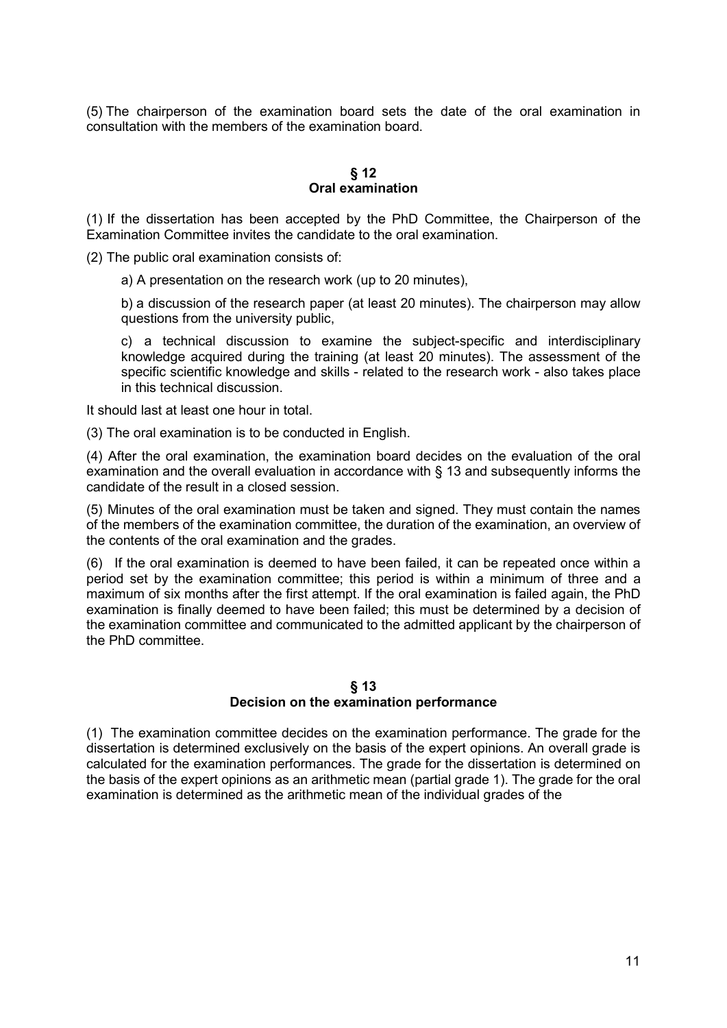(5) The chairperson of the examination board sets the date of the oral examination in consultation with the members of the examination board.

## § 12
## Oral examination

(1) If the dissertation has been accepted by the PhD Committee, the Chairperson of the Examination Committee invites the candidate to the oral examination.

(2) The public oral examination consists of:

a) A presentation on the research work (up to 20 minutes),

b) a discussion of the research paper (at least 20 minutes). The chairperson may allow questions from the university public,

c) a technical discussion to examine the subject-specific and interdisciplinary knowledge acquired during the training (at least 20 minutes). The assessment of the specific scientific knowledge and skills - related to the research work - also takes place in this technical discussion.

It should last at least one hour in total.

(3) The oral examination is to be conducted in English.

(4) After the oral examination, the examination board decides on the evaluation of the oral examination and the overall evaluation in accordance with § 13 and subsequently informs the candidate of the result in a closed session.

(5) Minutes of the oral examination must be taken and signed. They must contain the names of the members of the examination committee, the duration of the examination, an overview of the contents of the oral examination and the grades.

(6) If the oral examination is deemed to have been failed, it can be repeated once within a period set by the examination committee; this period is within a minimum of three and a maximum of six months after the first attempt. If the oral examination is failed again, the PhD examination is finally deemed to have been failed; this must be determined by a decision of the examination committee and communicated to the admitted applicant by the chairperson of the PhD committee.

## § 13
## Decision on the examination performance

(1) The examination committee decides on the examination performance. The grade for the dissertation is determined exclusively on the basis of the expert opinions. An overall grade is calculated for the examination performances. The grade for the dissertation is determined on the basis of the expert opinions as an arithmetic mean (partial grade 1). The grade for the oral examination is determined as the arithmetic mean of the individual grades of the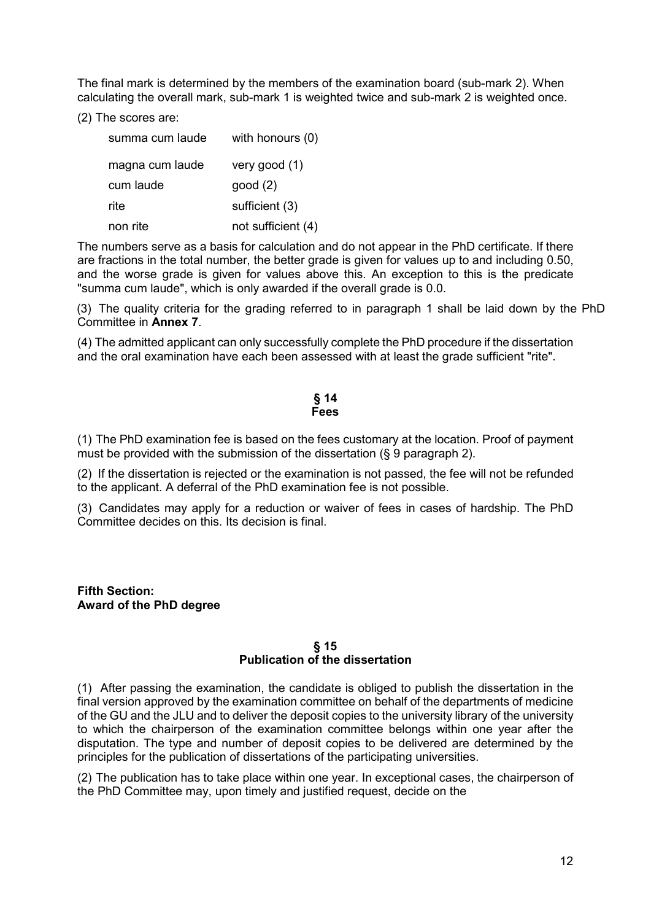The final mark is determined by the members of the examination board (sub-mark 2). When calculating the overall mark, sub-mark 1 is weighted twice and sub-mark 2 is weighted once.

(2) The scores are:

| | |
|---|---|
| summa cum laude | with honours (0) |
| magna cum laude | very good (1) |
| cum laude | good (2) |
| rite | sufficient (3) |
| non rite | not sufficient (4) |

The numbers serve as a basis for calculation and do not appear in the PhD certificate. If there are fractions in the total number, the better grade is given for values up to and including 0.50, and the worse grade is given for values above this. An exception to this is the predicate "summa cum laude", which is only awarded if the overall grade is 0.0.

(3) The quality criteria for the grading referred to in paragraph 1 shall be laid down by the PhD Committee in **Annex 7**.

(4) The admitted applicant can only successfully complete the PhD procedure if the dissertation and the oral examination have each been assessed with at least the grade sufficient "rite".

## § 14 Fees

(1) The PhD examination fee is based on the fees customary at the location. Proof of payment must be provided with the submission of the dissertation (§ 9 paragraph 2).

(2) If the dissertation is rejected or the examination is not passed, the fee will not be refunded to the applicant. A deferral of the PhD examination fee is not possible.

(3) Candidates may apply for a reduction or waiver of fees in cases of hardship. The PhD Committee decides on this. Its decision is final.

# Fifth Section: Award of the PhD degree

## § 15 Publication of the dissertation

(1) After passing the examination, the candidate is obliged to publish the dissertation in the final version approved by the examination committee on behalf of the departments of medicine of the GU and the JLU and to deliver the deposit copies to the university library of the university to which the chairperson of the examination committee belongs within one year after the disputation. The type and number of deposit copies to be delivered are determined by the principles for the publication of dissertations of the participating universities.

(2) The publication has to take place within one year. In exceptional cases, the chairperson of the PhD Committee may, upon timely and justified request, decide on the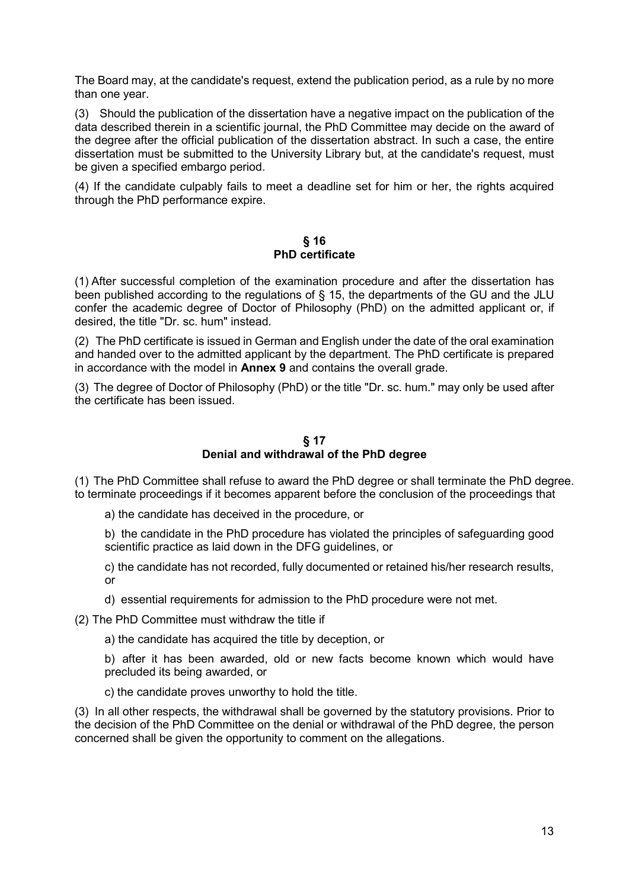The Board may, at the candidate's request, extend the publication period, as a rule by no more than one year.

(3) Should the publication of the dissertation have a negative impact on the publication of the data described therein in a scientific journal, the PhD Committee may decide on the award of the degree after the official publication of the dissertation abstract. In such a case, the entire dissertation must be submitted to the University Library but, at the candidate's request, must be given a specified embargo period.

(4) If the candidate culpably fails to meet a deadline set for him or her, the rights acquired through the PhD performance expire.

## § 16
## PhD certificate

(1) After successful completion of the examination procedure and after the dissertation has been published according to the regulations of § 15, the departments of the GU and the JLU confer the academic degree of Doctor of Philosophy (PhD) on the admitted applicant or, if desired, the title "Dr. sc. hum" instead.

(2) The PhD certificate is issued in German and English under the date of the oral examination and handed over to the admitted applicant by the department. The PhD certificate is prepared in accordance with the model in **Annex 9** and contains the overall grade.

(3) The degree of Doctor of Philosophy (PhD) or the title "Dr. sc. hum." may only be used after the certificate has been issued.

## § 17
## Denial and withdrawal of the PhD degree

(1) The PhD Committee shall refuse to award the PhD degree or shall terminate the PhD degree. to terminate proceedings if it becomes apparent before the conclusion of the proceedings that

a) the candidate has deceived in the procedure, or

b) the candidate in the PhD procedure has violated the principles of safeguarding good scientific practice as laid down in the DFG guidelines, or

c) the candidate has not recorded, fully documented or retained his/her research results, or

d) essential requirements for admission to the PhD procedure were not met.

(2) The PhD Committee must withdraw the title if

a) the candidate has acquired the title by deception, or

b) after it has been awarded, old or new facts become known which would have precluded its being awarded, or

c) the candidate proves unworthy to hold the title.

(3) In all other respects, the withdrawal shall be governed by the statutory provisions. Prior to the decision of the PhD Committee on the denial or withdrawal of the PhD degree, the person concerned shall be given the opportunity to comment on the allegations.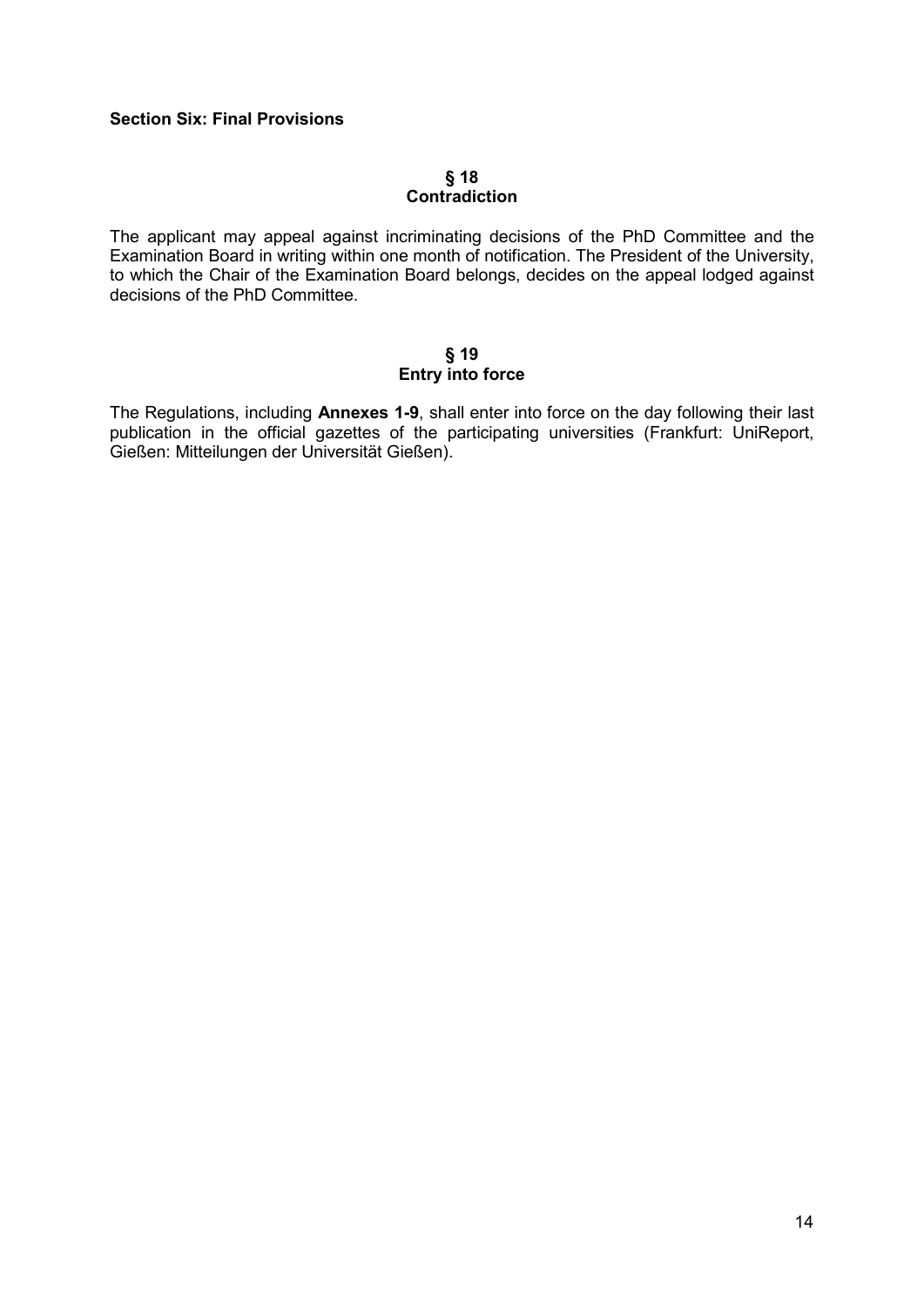## Section Six: Final Provisions

### § 18
### Contradiction

The applicant may appeal against incriminating decisions of the PhD Committee and the Examination Board in writing within one month of notification. The President of the University, to which the Chair of the Examination Board belongs, decides on the appeal lodged against decisions of the PhD Committee.

### § 19
### Entry into force

The Regulations, including **Annexes 1-9**, shall enter into force on the day following their last publication in the official gazettes of the participating universities (Frankfurt: UniReport, Gießen: Mitteilungen der Universität Gießen).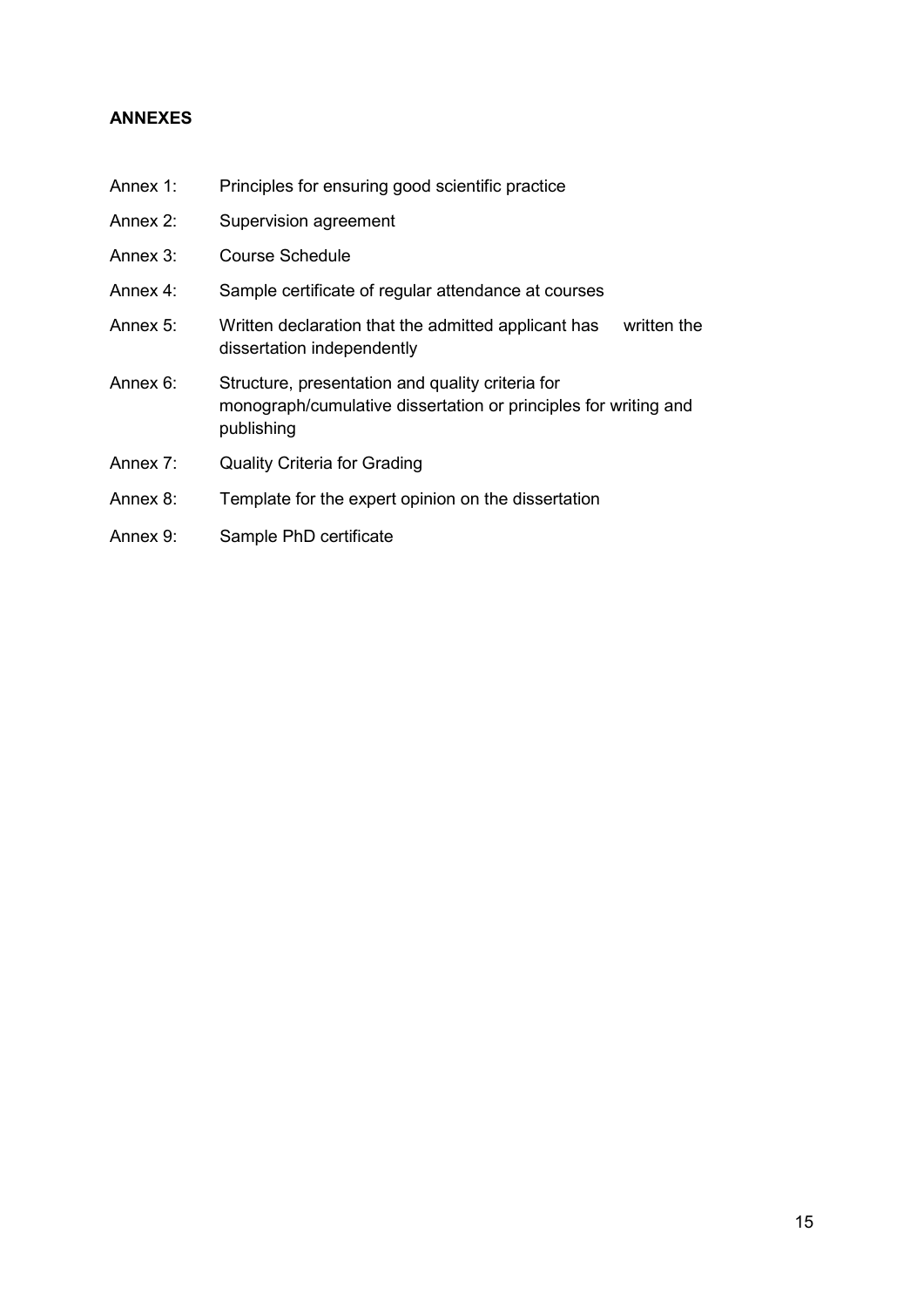**ANNEXES**

Annex 1: Principles for ensuring good scientific practice

Annex 2: Supervision agreement

Annex 3: Course Schedule

Annex 4: Sample certificate of regular attendance at courses

Annex 5: Written declaration that the admitted applicant has written the dissertation independently

Annex 6: Structure, presentation and quality criteria for monograph/cumulative dissertation or principles for writing and publishing

Annex 7: Quality Criteria for Grading

Annex 8: Template for the expert opinion on the dissertation

Annex 9: Sample PhD certificate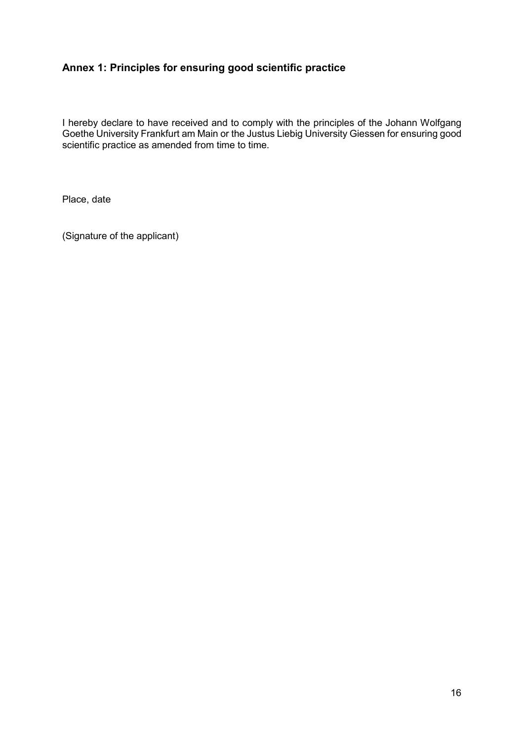## Annex 1: Principles for ensuring good scientific practice

I hereby declare to have received and to comply with the principles of the Johann Wolfgang Goethe University Frankfurt am Main or the Justus Liebig University Giessen for ensuring good scientific practice as amended from time to time.

Place, date

(Signature of the applicant)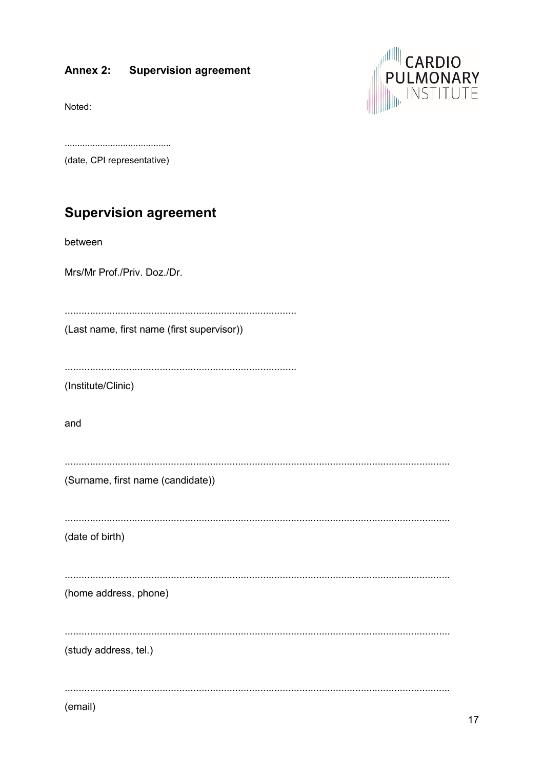### Annex 2: Supervision agreement

Noted:

.........................................

(date, CPI representative)

## Supervision agreement

between

Mrs/Mr Prof./Priv. Doz./Dr.

...................................................................................

(Last name, first name (first supervisor))

...................................................................................

(Institute/Clinic)

and

..........................................................................................................................................

(Surname, first name (candidate))

..........................................................................................................................................

(date of birth)

..........................................................................................................................................

(home address, phone)

..........................................................................................................................................

(study address, tel.)

..........................................................................................................................................

(email)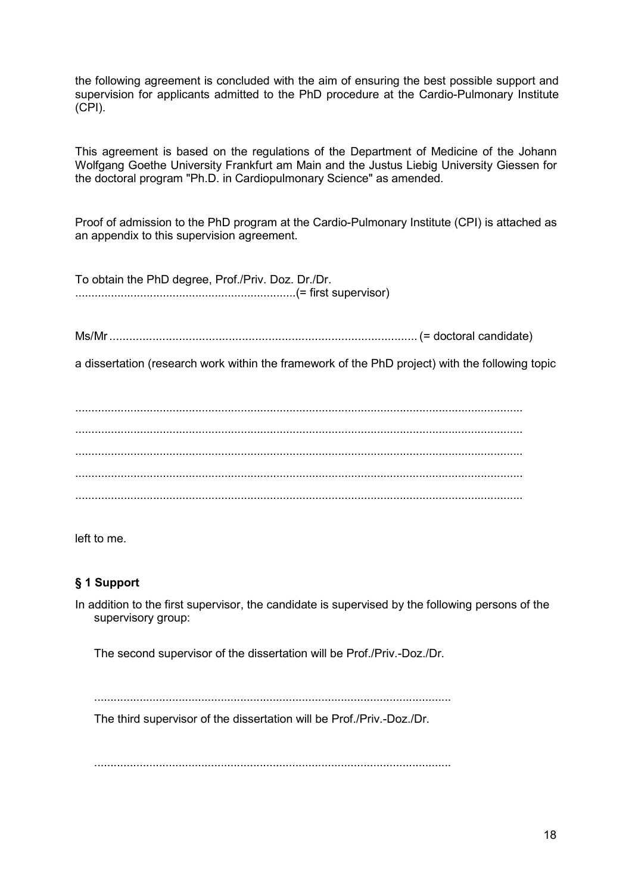the following agreement is concluded with the aim of ensuring the best possible support and supervision for applicants admitted to the PhD procedure at the Cardio-Pulmonary Institute (CPI).

This agreement is based on the regulations of the Department of Medicine of the Johann Wolfgang Goethe University Frankfurt am Main and the Justus Liebig University Giessen for the doctoral program "Ph.D. in Cardiopulmonary Science" as amended.

Proof of admission to the PhD program at the Cardio-Pulmonary Institute (CPI) is attached as an appendix to this supervision agreement.

To obtain the PhD degree, Prof./Priv. Doz. Dr./Dr. ....................................................................(= first supervisor)

Ms/Mr ............................................................................................ (= doctoral candidate)

a dissertation (research work within the framework of the PhD project) with the following topic

.........................................................................................................................................

.........................................................................................................................................

.........................................................................................................................................

.........................................................................................................................................

.........................................................................................................................................

left to me.

### § 1 Support

In addition to the first supervisor, the candidate is supervised by the following persons of the supervisory group:

The second supervisor of the dissertation will be Prof./Priv.-Doz./Dr.

..............................................................................................................

The third supervisor of the dissertation will be Prof./Priv.-Doz./Dr.

..............................................................................................................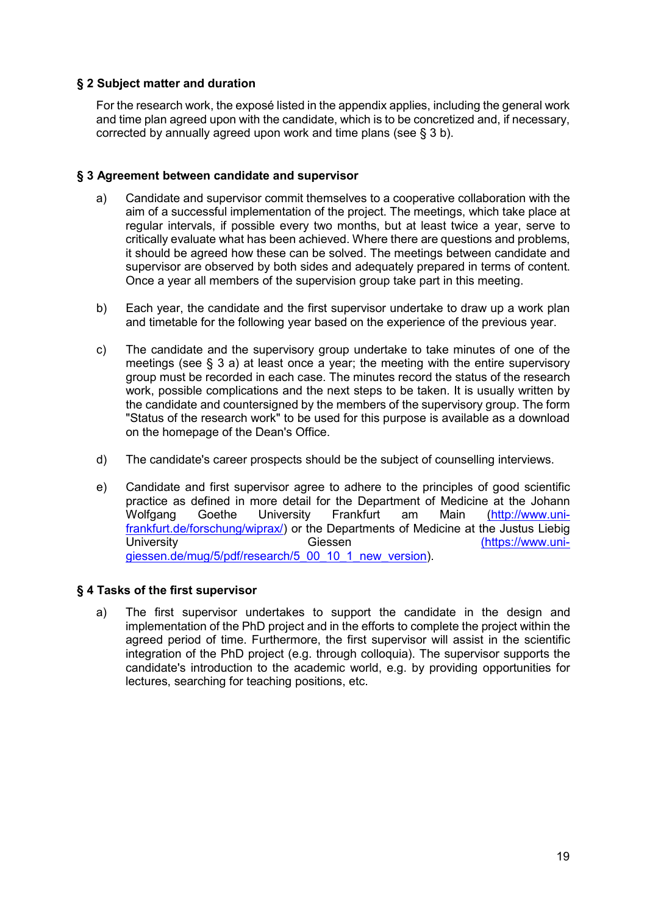### § 2 Subject matter and duration

For the research work, the exposé listed in the appendix applies, including the general work and time plan agreed upon with the candidate, which is to be concretized and, if necessary, corrected by annually agreed upon work and time plans (see § 3 b).

### § 3 Agreement between candidate and supervisor

a) Candidate and supervisor commit themselves to a cooperative collaboration with the aim of a successful implementation of the project. The meetings, which take place at regular intervals, if possible every two months, but at least twice a year, serve to critically evaluate what has been achieved. Where there are questions and problems, it should be agreed how these can be solved. The meetings between candidate and supervisor are observed by both sides and adequately prepared in terms of content. Once a year all members of the supervision group take part in this meeting.

b) Each year, the candidate and the first supervisor undertake to draw up a work plan and timetable for the following year based on the experience of the previous year.

c) The candidate and the supervisory group undertake to take minutes of one of the meetings (see § 3 a) at least once a year; the meeting with the entire supervisory group must be recorded in each case. The minutes record the status of the research work, possible complications and the next steps to be taken. It is usually written by the candidate and countersigned by the members of the supervisory group. The form "Status of the research work" to be used for this purpose is available as a download on the homepage of the Dean's Office.

d) The candidate's career prospects should be the subject of counselling interviews.

e) Candidate and first supervisor agree to adhere to the principles of good scientific practice as defined in more detail for the Department of Medicine at the Johann Wolfgang Goethe University Frankfurt am Main (http://www.uni-frankfurt.de/forschung/wiprax/) or the Departments of Medicine at the Justus Liebig University Giessen (https://www.uni-giessen.de/mug/5/pdf/research/5_00_10_1_new_version).

### § 4 Tasks of the first supervisor

a) The first supervisor undertakes to support the candidate in the design and implementation of the PhD project and in the efforts to complete the project within the agreed period of time. Furthermore, the first supervisor will assist in the scientific integration of the PhD project (e.g. through colloquia). The supervisor supports the candidate's introduction to the academic world, e.g. by providing opportunities for lectures, searching for teaching positions, etc.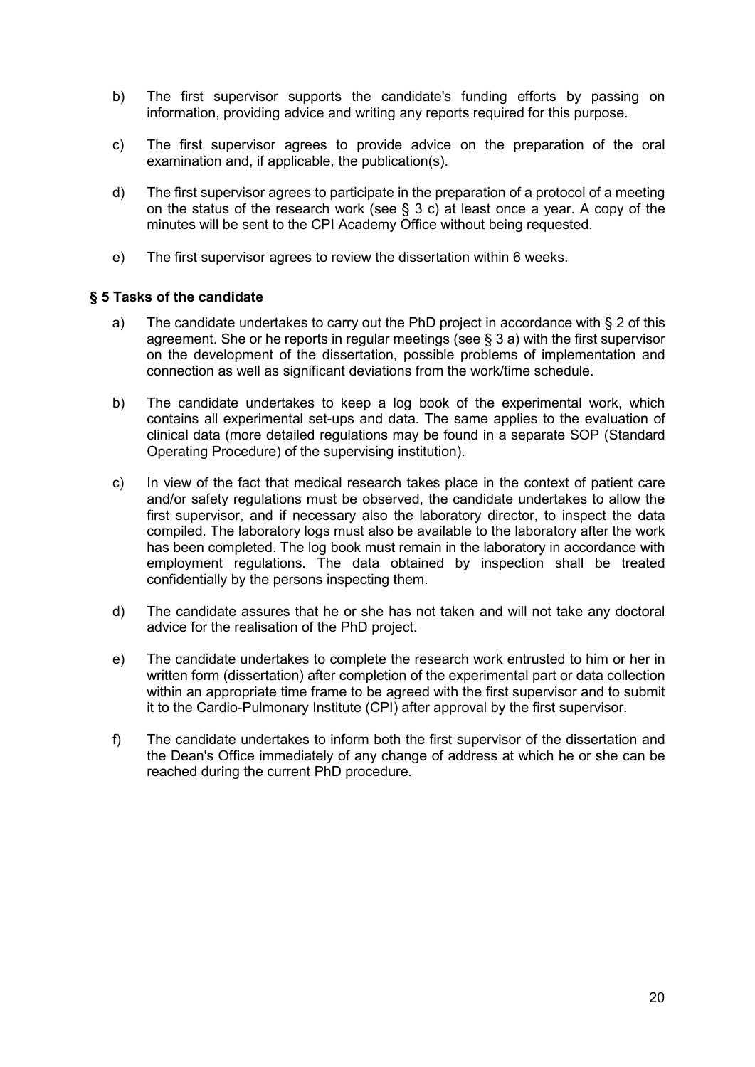b) The first supervisor supports the candidate's funding efforts by passing on information, providing advice and writing any reports required for this purpose.

c) The first supervisor agrees to provide advice on the preparation of the oral examination and, if applicable, the publication(s).

d) The first supervisor agrees to participate in the preparation of a protocol of a meeting on the status of the research work (see § 3 c) at least once a year. A copy of the minutes will be sent to the CPI Academy Office without being requested.

e) The first supervisor agrees to review the dissertation within 6 weeks.

### § 5 Tasks of the candidate

a) The candidate undertakes to carry out the PhD project in accordance with § 2 of this agreement. She or he reports in regular meetings (see § 3 a) with the first supervisor on the development of the dissertation, possible problems of implementation and connection as well as significant deviations from the work/time schedule.

b) The candidate undertakes to keep a log book of the experimental work, which contains all experimental set-ups and data. The same applies to the evaluation of clinical data (more detailed regulations may be found in a separate SOP (Standard Operating Procedure) of the supervising institution).

c) In view of the fact that medical research takes place in the context of patient care and/or safety regulations must be observed, the candidate undertakes to allow the first supervisor, and if necessary also the laboratory director, to inspect the data compiled. The laboratory logs must also be available to the laboratory after the work has been completed. The log book must remain in the laboratory in accordance with employment regulations. The data obtained by inspection shall be treated confidentially by the persons inspecting them.

d) The candidate assures that he or she has not taken and will not take any doctoral advice for the realisation of the PhD project.

e) The candidate undertakes to complete the research work entrusted to him or her in written form (dissertation) after completion of the experimental part or data collection within an appropriate time frame to be agreed with the first supervisor and to submit it to the Cardio-Pulmonary Institute (CPI) after approval by the first supervisor.

f) The candidate undertakes to inform both the first supervisor of the dissertation and the Dean's Office immediately of any change of address at which he or she can be reached during the current PhD procedure.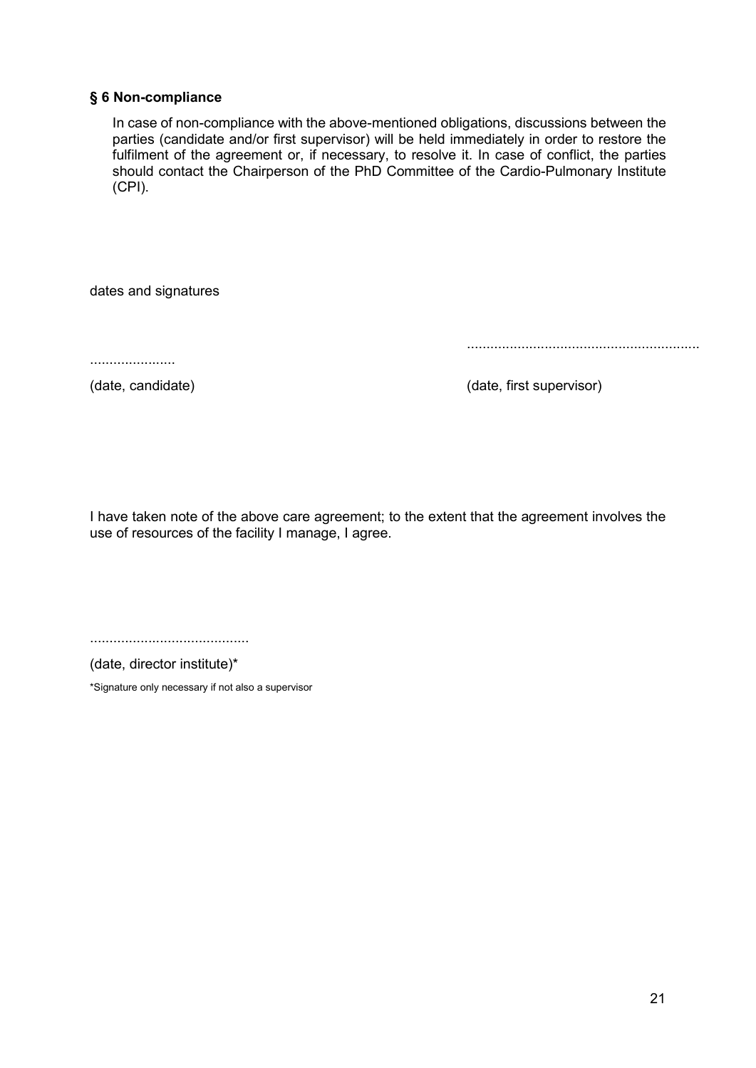### § 6 Non-compliance

In case of non-compliance with the above-mentioned obligations, discussions between the parties (candidate and/or first supervisor) will be held immediately in order to restore the fulfilment of the agreement or, if necessary, to resolve it. In case of conflict, the parties should contact the Chairperson of the PhD Committee of the Cardio-Pulmonary Institute (CPI).

dates and signatures

...................... ............................................................

(date, candidate) (date, first supervisor)

I have taken note of the above care agreement; to the extent that the agreement involves the use of resources of the facility I manage, I agree.

.........................................

(date, director institute)*

*Signature only necessary if not also a supervisor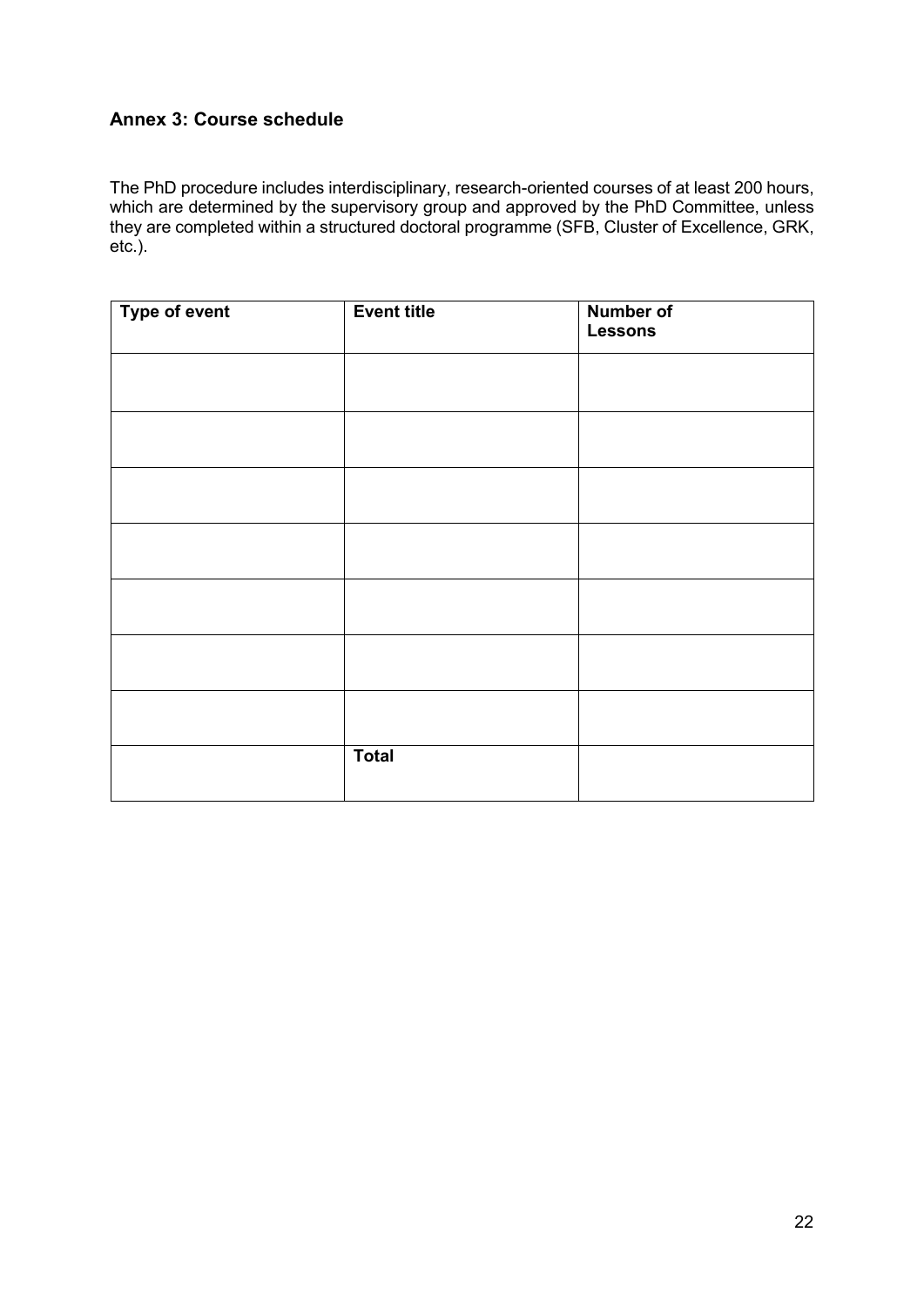### Annex 3: Course schedule

The PhD procedure includes interdisciplinary, research-oriented courses of at least 200 hours, which are determined by the supervisory group and approved by the PhD Committee, unless they are completed within a structured doctoral programme (SFB, Cluster of Excellence, GRK, etc.).

| Type of event | Event title | Number of Lessons |
|---|---|---|
| | | |
| | | |
| | | |
| | | |
| | | |
| | | |
| | | |
| | **Total** | |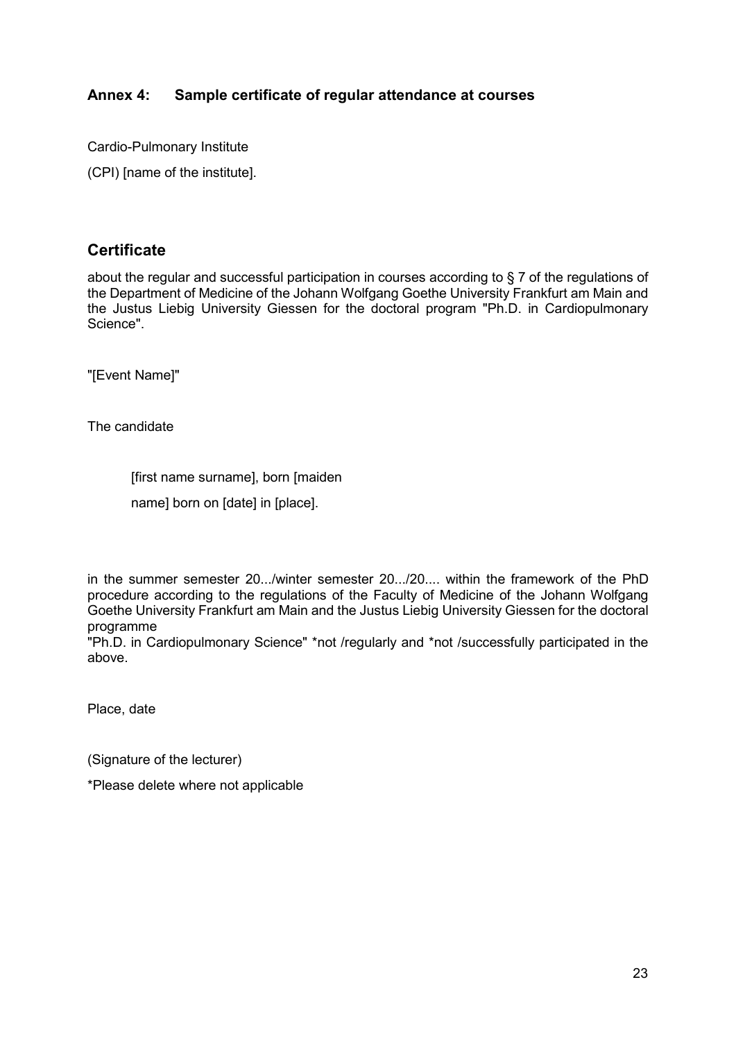### Annex 4: Sample certificate of regular attendance at courses

Cardio-Pulmonary Institute

(CPI) [name of the institute].

## Certificate

about the regular and successful participation in courses according to § 7 of the regulations of the Department of Medicine of the Johann Wolfgang Goethe University Frankfurt am Main and the Justus Liebig University Giessen for the doctoral program "Ph.D. in Cardiopulmonary Science".

"[Event Name]"

The candidate

[first name surname], born [maiden name] born on [date] in [place].

in the summer semester 20.../winter semester 20.../20.... within the framework of the PhD procedure according to the regulations of the Faculty of Medicine of the Johann Wolfgang Goethe University Frankfurt am Main and the Justus Liebig University Giessen for the doctoral programme
"Ph.D. in Cardiopulmonary Science" *not /regularly and *not /successfully participated in the above.

Place, date

(Signature of the lecturer)

*Please delete where not applicable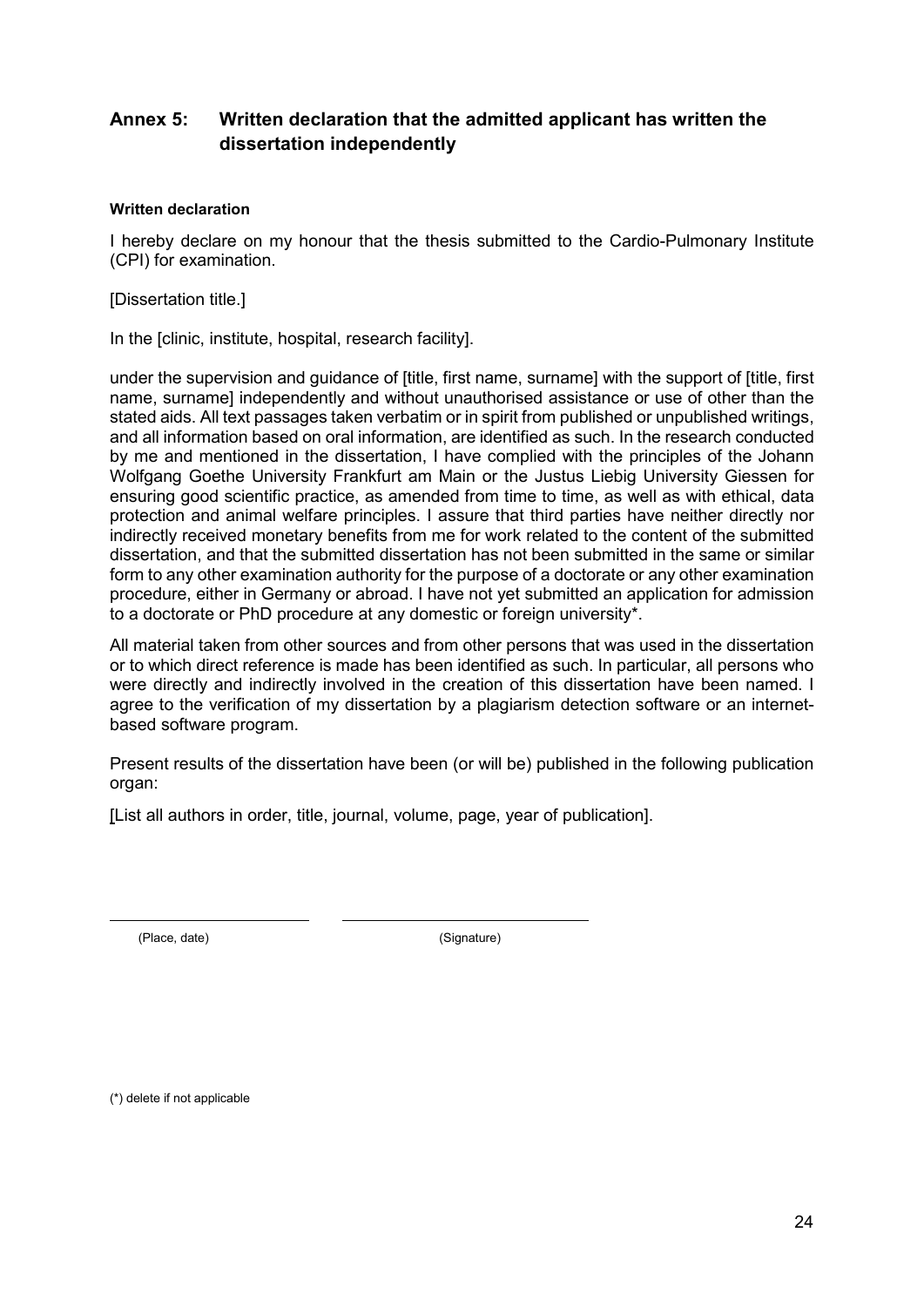## Annex 5: Written declaration that the admitted applicant has written the dissertation independently

**Written declaration**

I hereby declare on my honour that the thesis submitted to the Cardio-Pulmonary Institute (CPI) for examination.

[Dissertation title.]

In the [clinic, institute, hospital, research facility].

under the supervision and guidance of [title, first name, surname] with the support of [title, first name, surname] independently and without unauthorised assistance or use of other than the stated aids. All text passages taken verbatim or in spirit from published or unpublished writings, and all information based on oral information, are identified as such. In the research conducted by me and mentioned in the dissertation, I have complied with the principles of the Johann Wolfgang Goethe University Frankfurt am Main or the Justus Liebig University Giessen for ensuring good scientific practice, as amended from time to time, as well as with ethical, data protection and animal welfare principles. I assure that third parties have neither directly nor indirectly received monetary benefits from me for work related to the content of the submitted dissertation, and that the submitted dissertation has not been submitted in the same or similar form to any other examination authority for the purpose of a doctorate or any other examination procedure, either in Germany or abroad. I have not yet submitted an application for admission to a doctorate or PhD procedure at any domestic or foreign university*.

All material taken from other sources and from other persons that was used in the dissertation or to which direct reference is made has been identified as such. In particular, all persons who were directly and indirectly involved in the creation of this dissertation have been named. I agree to the verification of my dissertation by a plagiarism detection software or an internet-based software program.

Present results of the dissertation have been (or will be) published in the following publication organ:

[List all authors in order, title, journal, volume, page, year of publication].

\_\_\_\_\_\_\_\_\_\_\_\_\_\_\_\_\_\_\_\_ \_\_\_\_\_\_\_\_\_\_\_\_\_\_\_\_\_\_\_\_\_\_\_\_

(Place, date) (Signature)

(*) delete if not applicable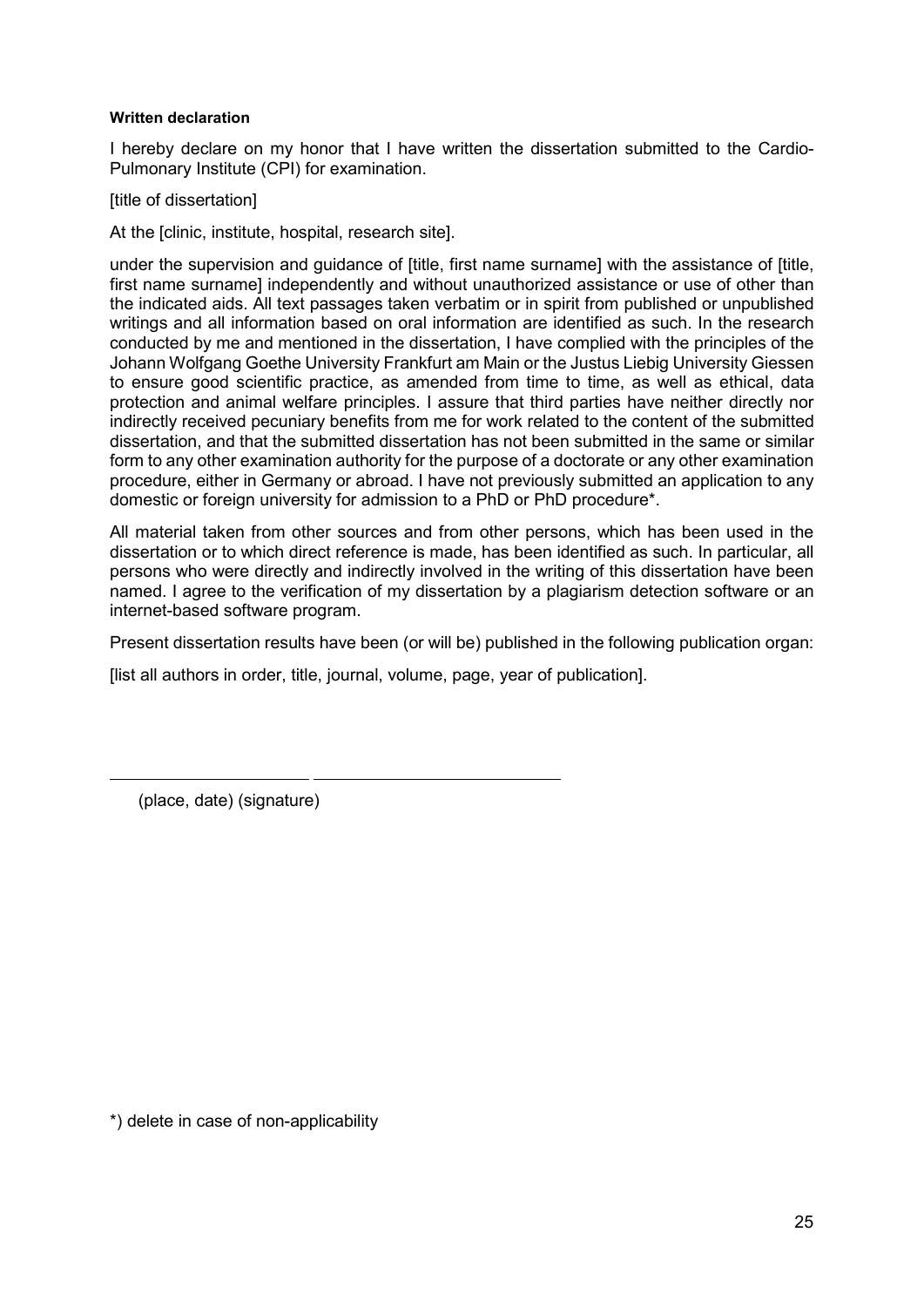**Written declaration**

I hereby declare on my honor that I have written the dissertation submitted to the Cardio-Pulmonary Institute (CPI) for examination.

[title of dissertation]

At the [clinic, institute, hospital, research site].

under the supervision and guidance of [title, first name surname] with the assistance of [title, first name surname] independently and without unauthorized assistance or use of other than the indicated aids. All text passages taken verbatim or in spirit from published or unpublished writings and all information based on oral information are identified as such. In the research conducted by me and mentioned in the dissertation, I have complied with the principles of the Johann Wolfgang Goethe University Frankfurt am Main or the Justus Liebig University Giessen to ensure good scientific practice, as amended from time to time, as well as ethical, data protection and animal welfare principles. I assure that third parties have neither directly nor indirectly received pecuniary benefits from me for work related to the content of the submitted dissertation, and that the submitted dissertation has not been submitted in the same or similar form to any other examination authority for the purpose of a doctorate or any other examination procedure, either in Germany or abroad. I have not previously submitted an application to any domestic or foreign university for admission to a PhD or PhD procedure*.

All material taken from other sources and from other persons, which has been used in the dissertation or to which direct reference is made, has been identified as such. In particular, all persons who were directly and indirectly involved in the writing of this dissertation have been named. I agree to the verification of my dissertation by a plagiarism detection software or an internet-based software program.

Present dissertation results have been (or will be) published in the following publication organ:

[list all authors in order, title, journal, volume, page, year of publication].

_______________________ _____________________________

(place, date) (signature)

*) delete in case of non-applicability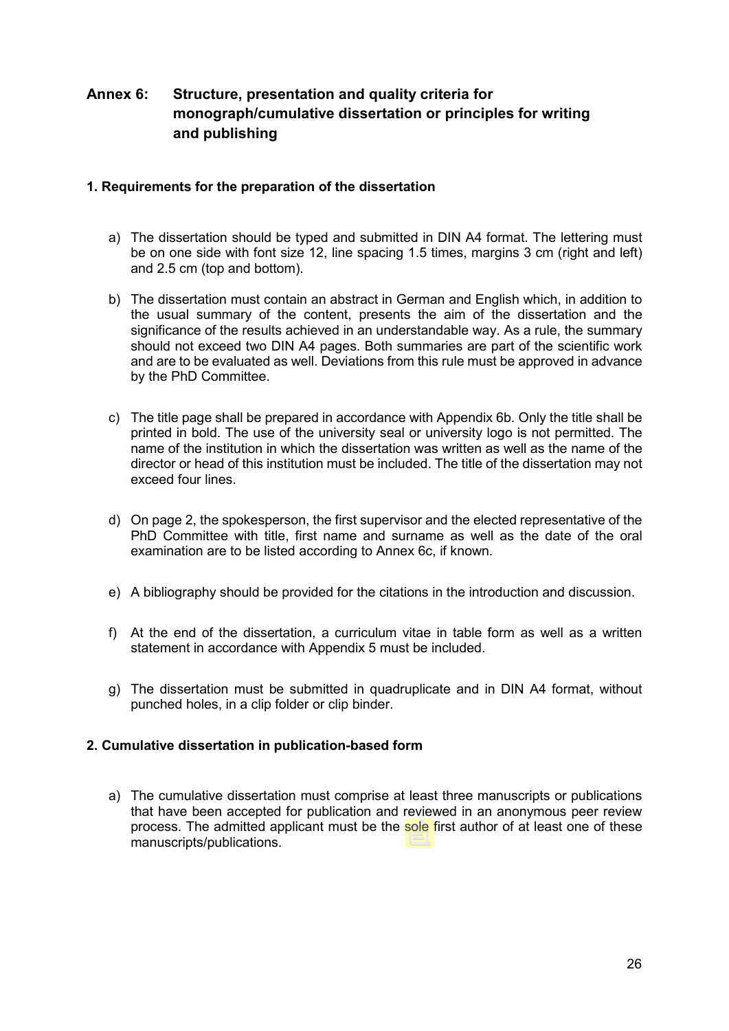## Annex 6: Structure, presentation and quality criteria for monograph/cumulative dissertation or principles for writing and publishing

### 1. Requirements for the preparation of the dissertation

a) The dissertation should be typed and submitted in DIN A4 format. The lettering must be on one side with font size 12, line spacing 1.5 times, margins 3 cm (right and left) and 2.5 cm (top and bottom).

b) The dissertation must contain an abstract in German and English which, in addition to the usual summary of the content, presents the aim of the dissertation and the significance of the results achieved in an understandable way. As a rule, the summary should not exceed two DIN A4 pages. Both summaries are part of the scientific work and are to be evaluated as well. Deviations from this rule must be approved in advance by the PhD Committee.

c) The title page shall be prepared in accordance with Appendix 6b. Only the title shall be printed in bold. The use of the university seal or university logo is not permitted. The name of the institution in which the dissertation was written as well as the name of the director or head of this institution must be included. The title of the dissertation may not exceed four lines.

d) On page 2, the spokesperson, the first supervisor and the elected representative of the PhD Committee with title, first name and surname as well as the date of the oral examination are to be listed according to Annex 6c, if known.

e) A bibliography should be provided for the citations in the introduction and discussion.

f) At the end of the dissertation, a curriculum vitae in table form as well as a written statement in accordance with Appendix 5 must be included.

g) The dissertation must be submitted in quadruplicate and in DIN A4 format, without punched holes, in a clip folder or clip binder.

### 2. Cumulative dissertation in publication-based form

a) The cumulative dissertation must comprise at least three manuscripts or publications that have been accepted for publication and reviewed in an anonymous peer review process. The admitted applicant must be the sole first author of at least one of these manuscripts/publications.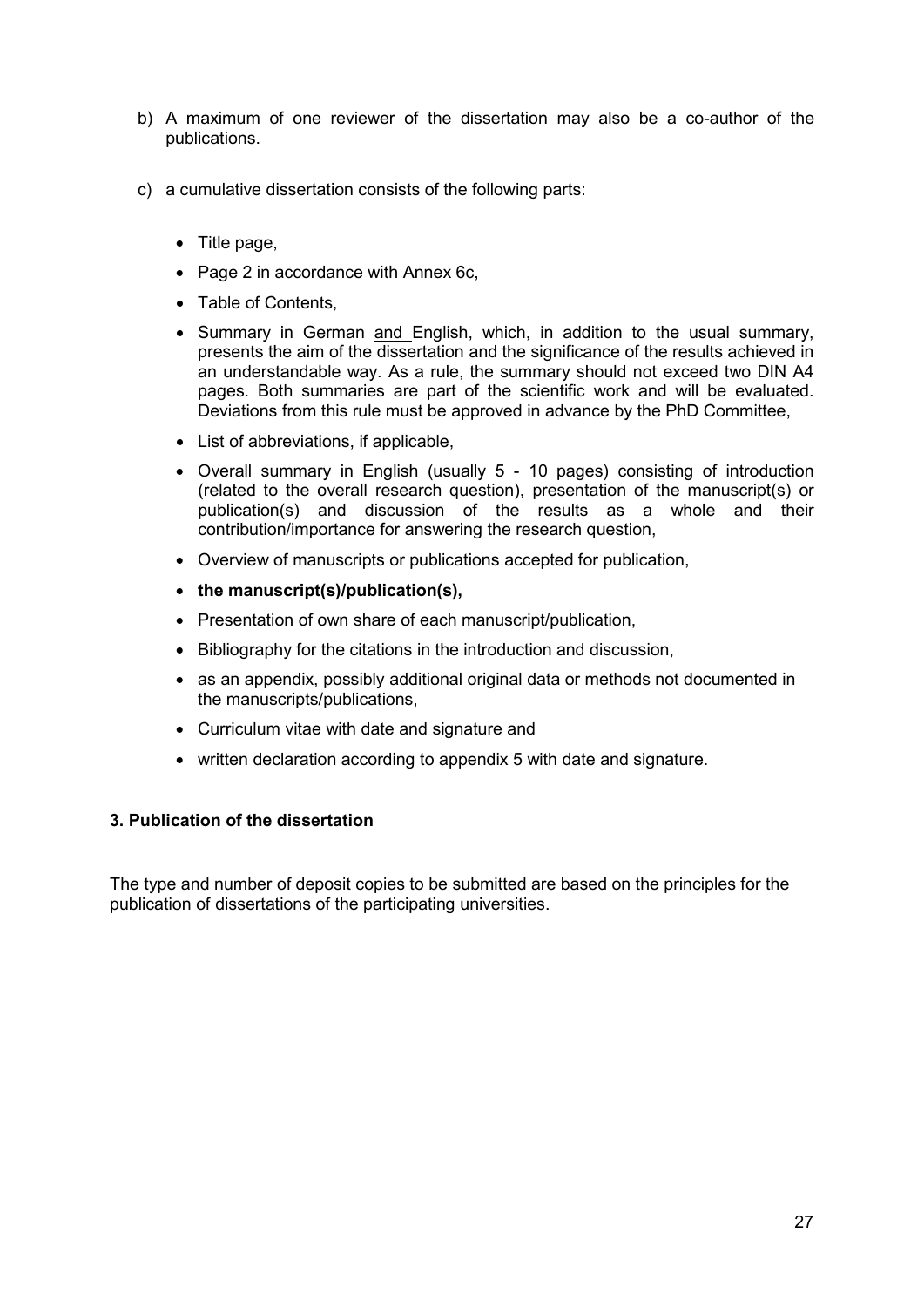b) A maximum of one reviewer of the dissertation may also be a co-author of the publications.

c) a cumulative dissertation consists of the following parts:

- Title page,
- Page 2 in accordance with Annex 6c,
- Table of Contents,
- Summary in German and English, which, in addition to the usual summary, presents the aim of the dissertation and the significance of the results achieved in an understandable way. As a rule, the summary should not exceed two DIN A4 pages. Both summaries are part of the scientific work and will be evaluated. Deviations from this rule must be approved in advance by the PhD Committee,
- List of abbreviations, if applicable,
- Overall summary in English (usually 5 - 10 pages) consisting of introduction (related to the overall research question), presentation of the manuscript(s) or publication(s) and discussion of the results as a whole and their contribution/importance for answering the research question,
- Overview of manuscripts or publications accepted for publication,
- **the manuscript(s)/publication(s),**
- Presentation of own share of each manuscript/publication,
- Bibliography for the citations in the introduction and discussion,
- as an appendix, possibly additional original data or methods not documented in the manuscripts/publications,
- Curriculum vitae with date and signature and
- written declaration according to appendix 5 with date and signature.

### 3. Publication of the dissertation

The type and number of deposit copies to be submitted are based on the principles for the publication of dissertations of the participating universities.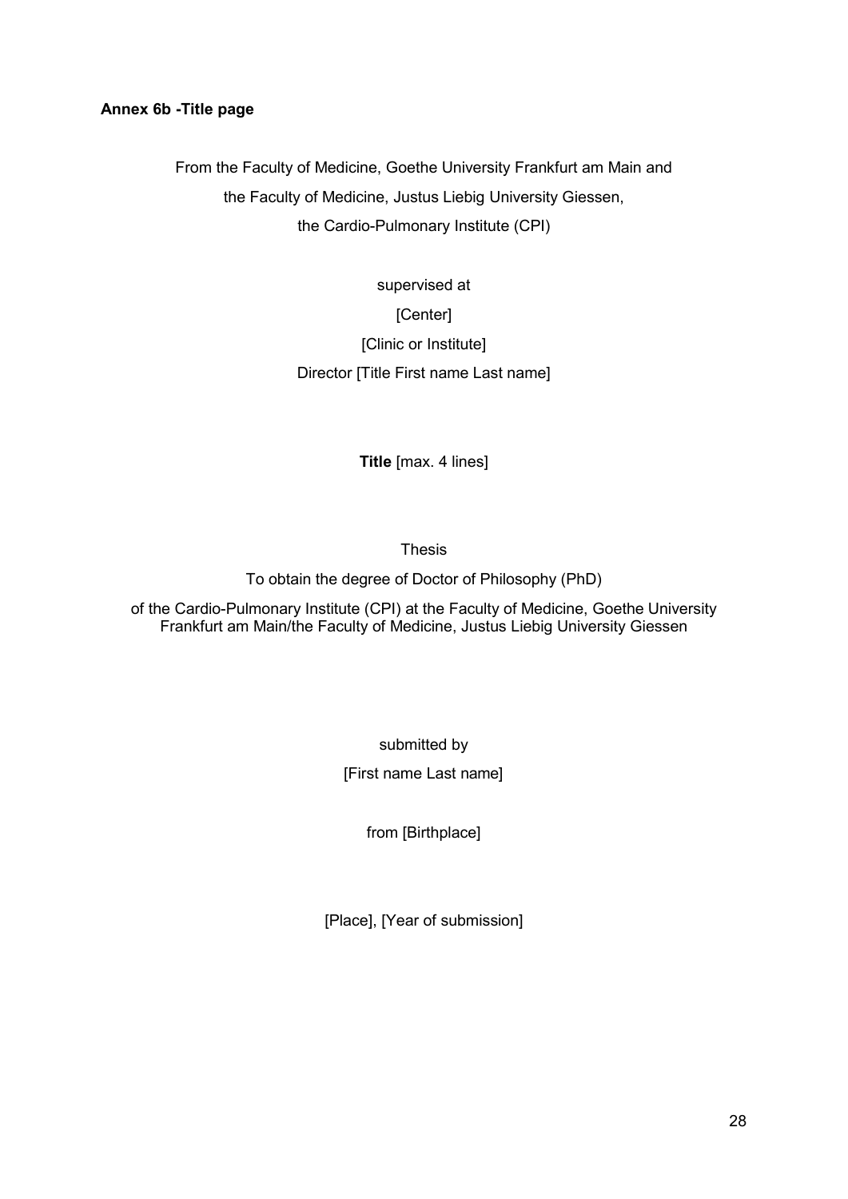**Annex 6b -Title page**

From the Faculty of Medicine, Goethe University Frankfurt am Main and

the Faculty of Medicine, Justus Liebig University Giessen,

the Cardio-Pulmonary Institute (CPI)

supervised at

[Center]

[Clinic or Institute]

Director [Title First name Last name]

**Title** [max. 4 lines]

Thesis

To obtain the degree of Doctor of Philosophy (PhD)

of the Cardio-Pulmonary Institute (CPI) at the Faculty of Medicine, Goethe University Frankfurt am Main/the Faculty of Medicine, Justus Liebig University Giessen

submitted by

[First name Last name]

from [Birthplace]

[Place], [Year of submission]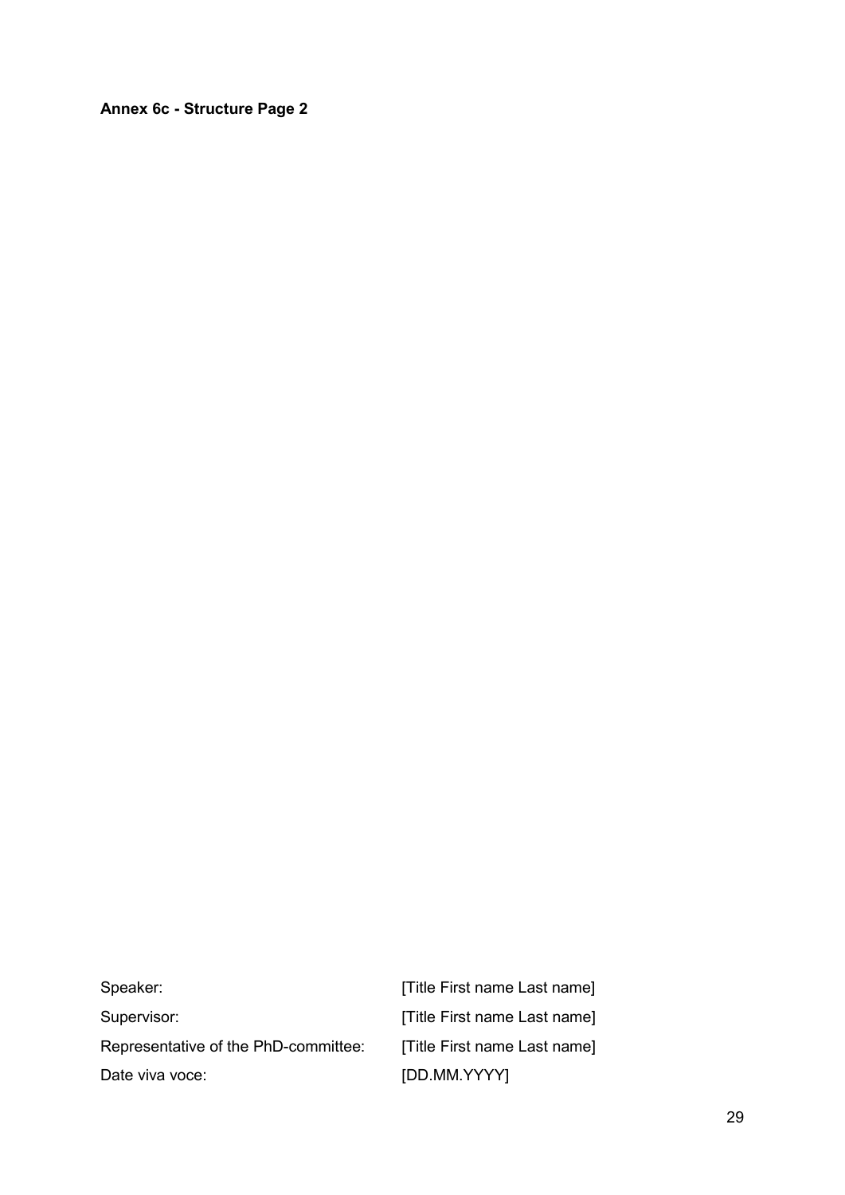**Annex 6c - Structure Page 2**

| | |
|---|---|
| Speaker: | [Title First name Last name] |
| Supervisor: | [Title First name Last name] |
| Representative of the PhD-committee: | [Title First name Last name] |
| Date viva voce: | [DD.MM.YYYY] |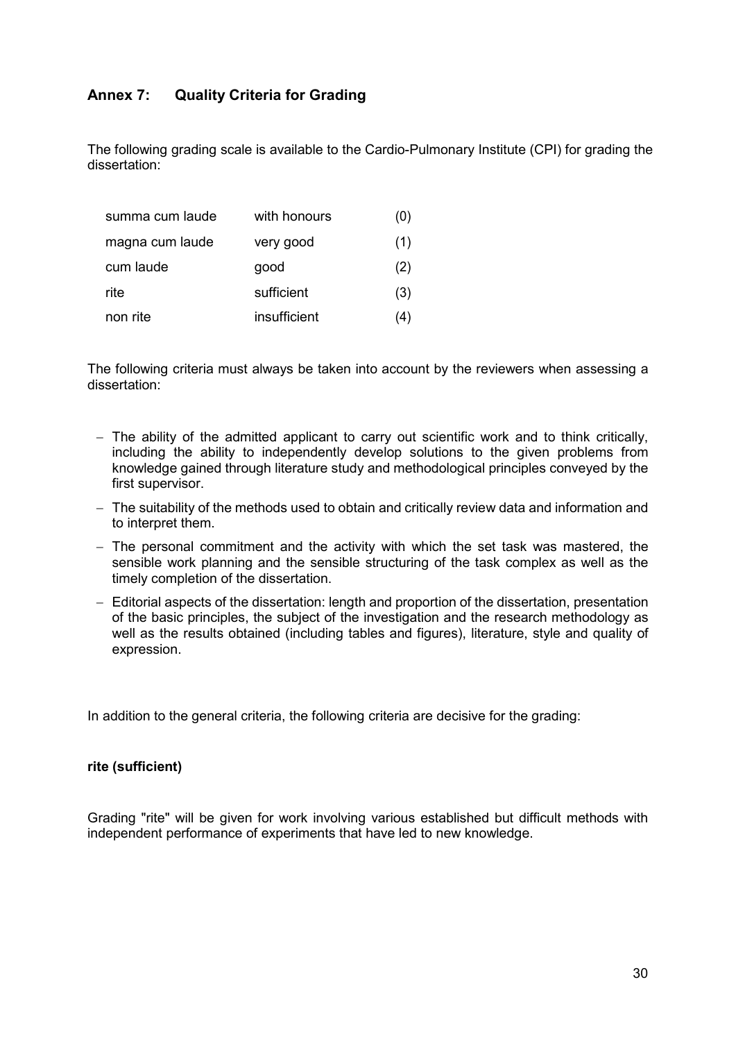## Annex 7: Quality Criteria for Grading

The following grading scale is available to the Cardio-Pulmonary Institute (CPI) for grading the dissertation:

| | | |
|---|---|---|
| summa cum laude | with honours | (0) |
| magna cum laude | very good | (1) |
| cum laude | good | (2) |
| rite | sufficient | (3) |
| non rite | insufficient | (4) |

The following criteria must always be taken into account by the reviewers when assessing a dissertation:

- The ability of the admitted applicant to carry out scientific work and to think critically, including the ability to independently develop solutions to the given problems from knowledge gained through literature study and methodological principles conveyed by the first supervisor.
- The suitability of the methods used to obtain and critically review data and information and to interpret them.
- The personal commitment and the activity with which the set task was mastered, the sensible work planning and the sensible structuring of the task complex as well as the timely completion of the dissertation.
- Editorial aspects of the dissertation: length and proportion of the dissertation, presentation of the basic principles, the subject of the investigation and the research methodology as well as the results obtained (including tables and figures), literature, style and quality of expression.

In addition to the general criteria, the following criteria are decisive for the grading:

**rite (sufficient)**

Grading "rite" will be given for work involving various established but difficult methods with independent performance of experiments that have led to new knowledge.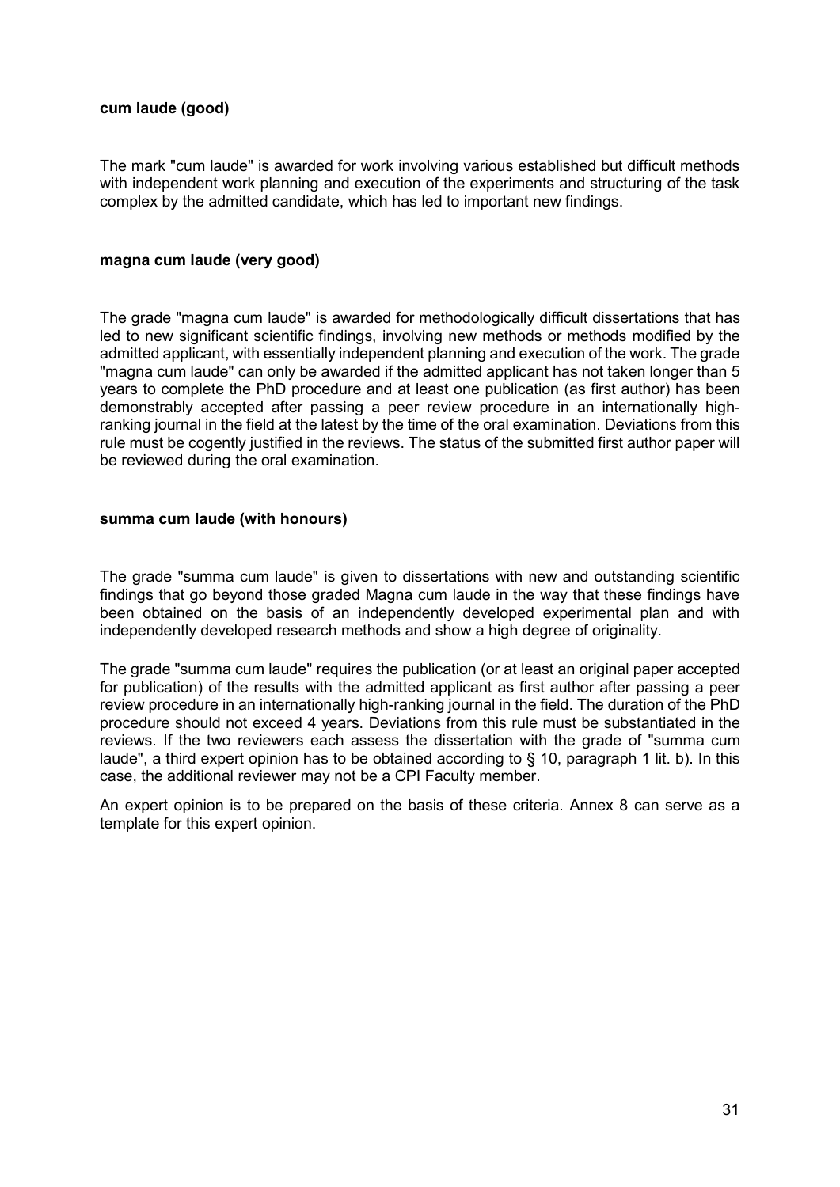**cum laude (good)**

The mark "cum laude" is awarded for work involving various established but difficult methods with independent work planning and execution of the experiments and structuring of the task complex by the admitted candidate, which has led to important new findings.

**magna cum laude (very good)**

The grade "magna cum laude" is awarded for methodologically difficult dissertations that has led to new significant scientific findings, involving new methods or methods modified by the admitted applicant, with essentially independent planning and execution of the work. The grade "magna cum laude" can only be awarded if the admitted applicant has not taken longer than 5 years to complete the PhD procedure and at least one publication (as first author) has been demonstrably accepted after passing a peer review procedure in an internationally high-ranking journal in the field at the latest by the time of the oral examination. Deviations from this rule must be cogently justified in the reviews. The status of the submitted first author paper will be reviewed during the oral examination.

**summa cum laude (with honours)**

The grade "summa cum laude" is given to dissertations with new and outstanding scientific findings that go beyond those graded Magna cum laude in the way that these findings have been obtained on the basis of an independently developed experimental plan and with independently developed research methods and show a high degree of originality.

The grade "summa cum laude" requires the publication (or at least an original paper accepted for publication) of the results with the admitted applicant as first author after passing a peer review procedure in an internationally high-ranking journal in the field. The duration of the PhD procedure should not exceed 4 years. Deviations from this rule must be substantiated in the reviews. If the two reviewers each assess the dissertation with the grade of "summa cum laude", a third expert opinion has to be obtained according to § 10, paragraph 1 lit. b). In this case, the additional reviewer may not be a CPI Faculty member.

An expert opinion is to be prepared on the basis of these criteria. Annex 8 can serve as a template for this expert opinion.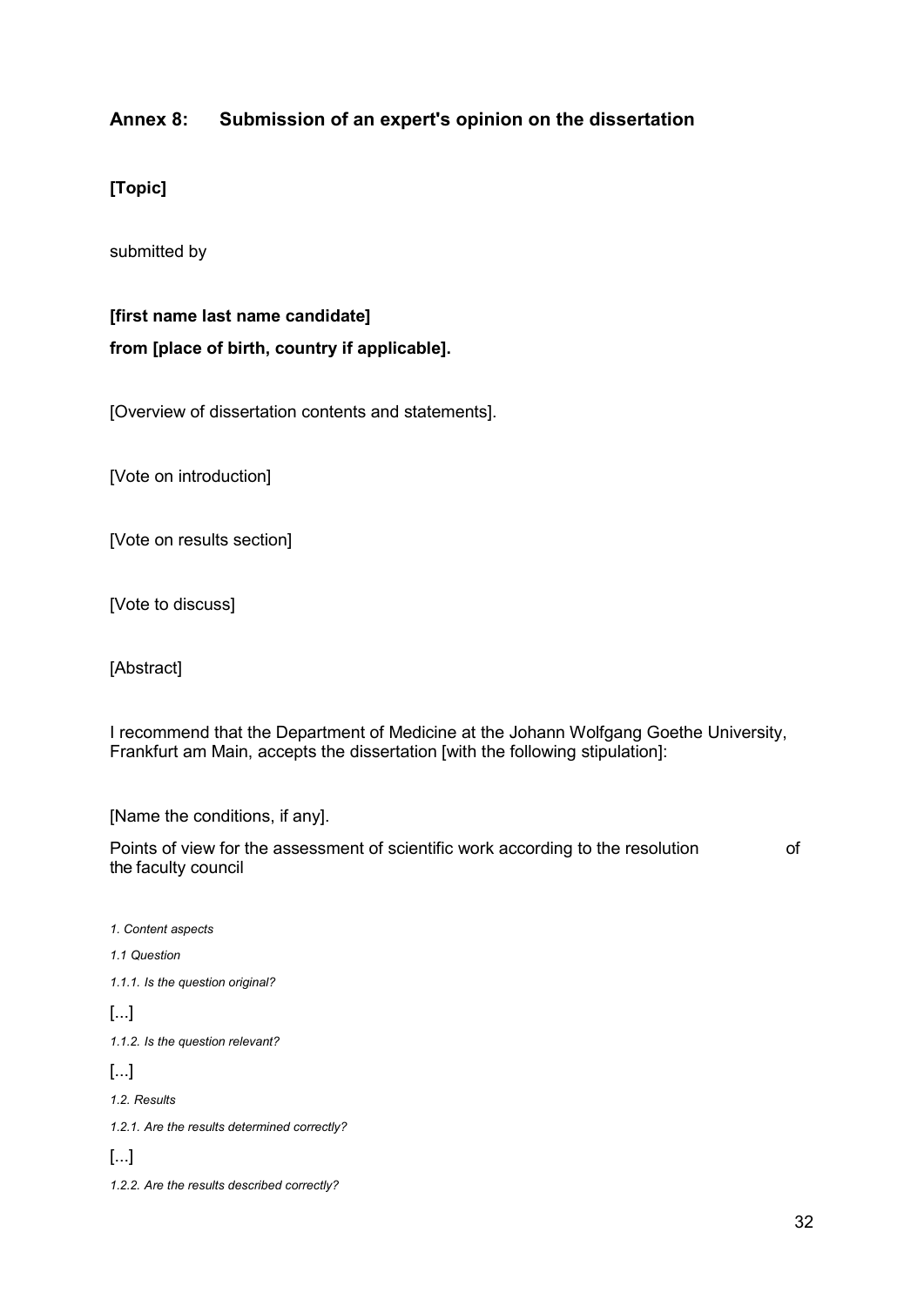## Annex 8: Submission of an expert's opinion on the dissertation

**[Topic]**

submitted by

**[first name last name candidate]**

**from [place of birth, country if applicable].**

[Overview of dissertation contents and statements].

[Vote on introduction]

[Vote on results section]

[Vote to discuss]

[Abstract]

I recommend that the Department of Medicine at the Johann Wolfgang Goethe University, Frankfurt am Main, accepts the dissertation [with the following stipulation]:

[Name the conditions, if any].

Points of view for the assessment of scientific work according to the resolution of the faculty council

*1. Content aspects*

*1.1 Question*

*1.1.1. Is the question original?*

[...]

*1.1.2. Is the question relevant?*

[...]

*1.2. Results*

*1.2.1. Are the results determined correctly?*

[...]

*1.2.2. Are the results described correctly?*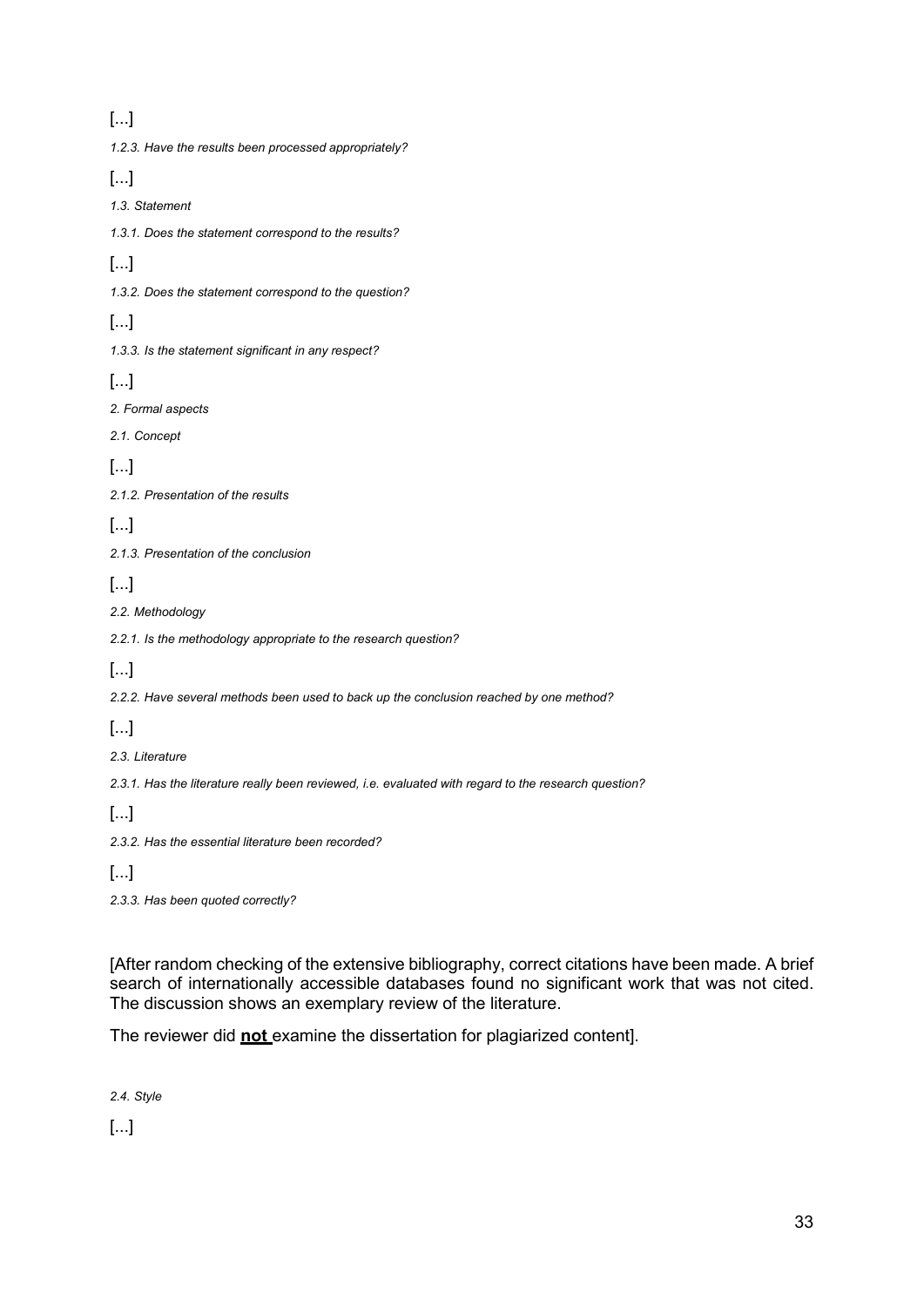[…]

*1.2.3. Have the results been processed appropriately?*

[…]

*1.3. Statement*

*1.3.1. Does the statement correspond to the results?*

[…]

*1.3.2. Does the statement correspond to the question?*

[…]

*1.3.3. Is the statement significant in any respect?*

[…]

*2. Formal aspects*

*2.1. Concept*

[…]

*2.1.2. Presentation of the results*

[…]

*2.1.3. Presentation of the conclusion*

[…]

*2.2. Methodology*

*2.2.1. Is the methodology appropriate to the research question?*

[…]

*2.2.2. Have several methods been used to back up the conclusion reached by one method?*

[…]

*2.3. Literature*

*2.3.1. Has the literature really been reviewed, i.e. evaluated with regard to the research question?*

[…]

*2.3.2. Has the essential literature been recorded?*

[…]

*2.3.3. Has been quoted correctly?*

[After random checking of the extensive bibliography, correct citations have been made. A brief search of internationally accessible databases found no significant work that was not cited. The discussion shows an exemplary review of the literature.

The reviewer did **not** examine the dissertation for plagiarized content].

*2.4. Style*

[…]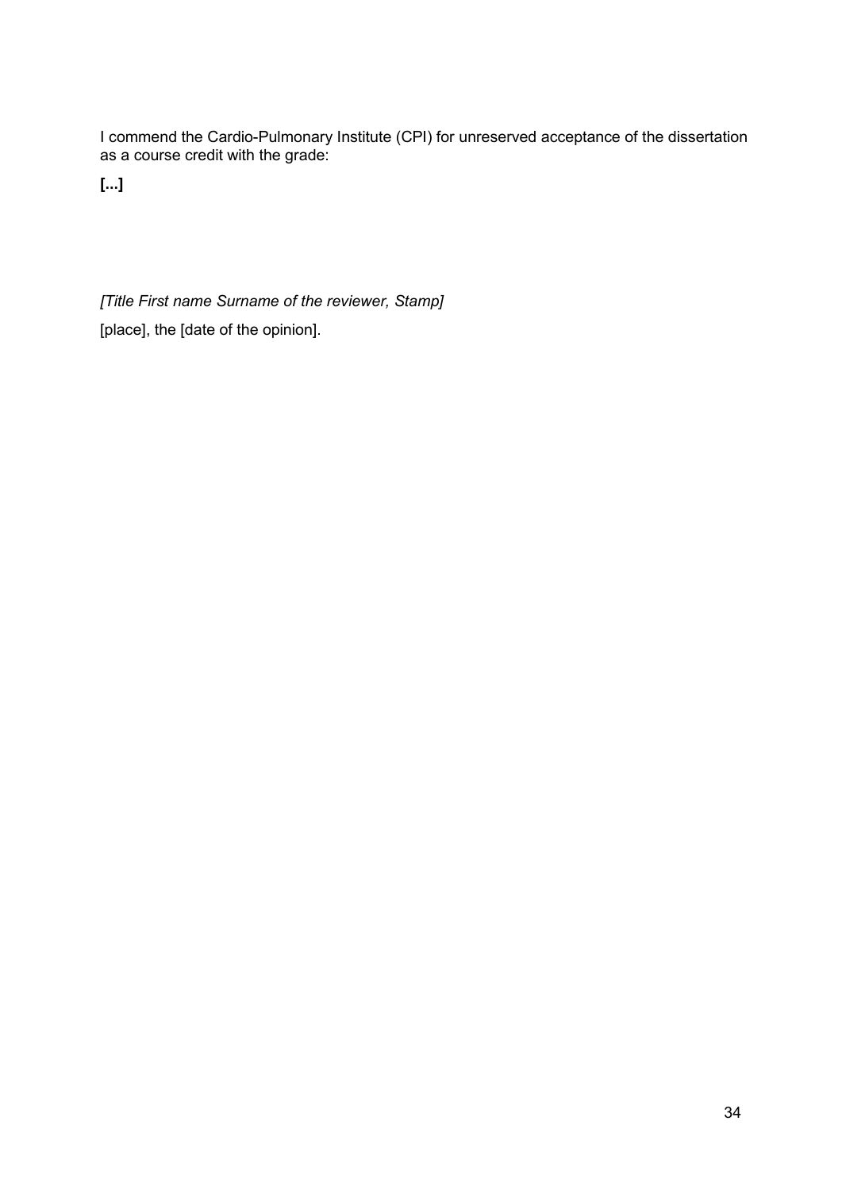I commend the Cardio-Pulmonary Institute (CPI) for unreserved acceptance of the dissertation as a course credit with the grade:

**[...]**

*[Title First name Surname of the reviewer, Stamp]*

[place], the [date of the opinion].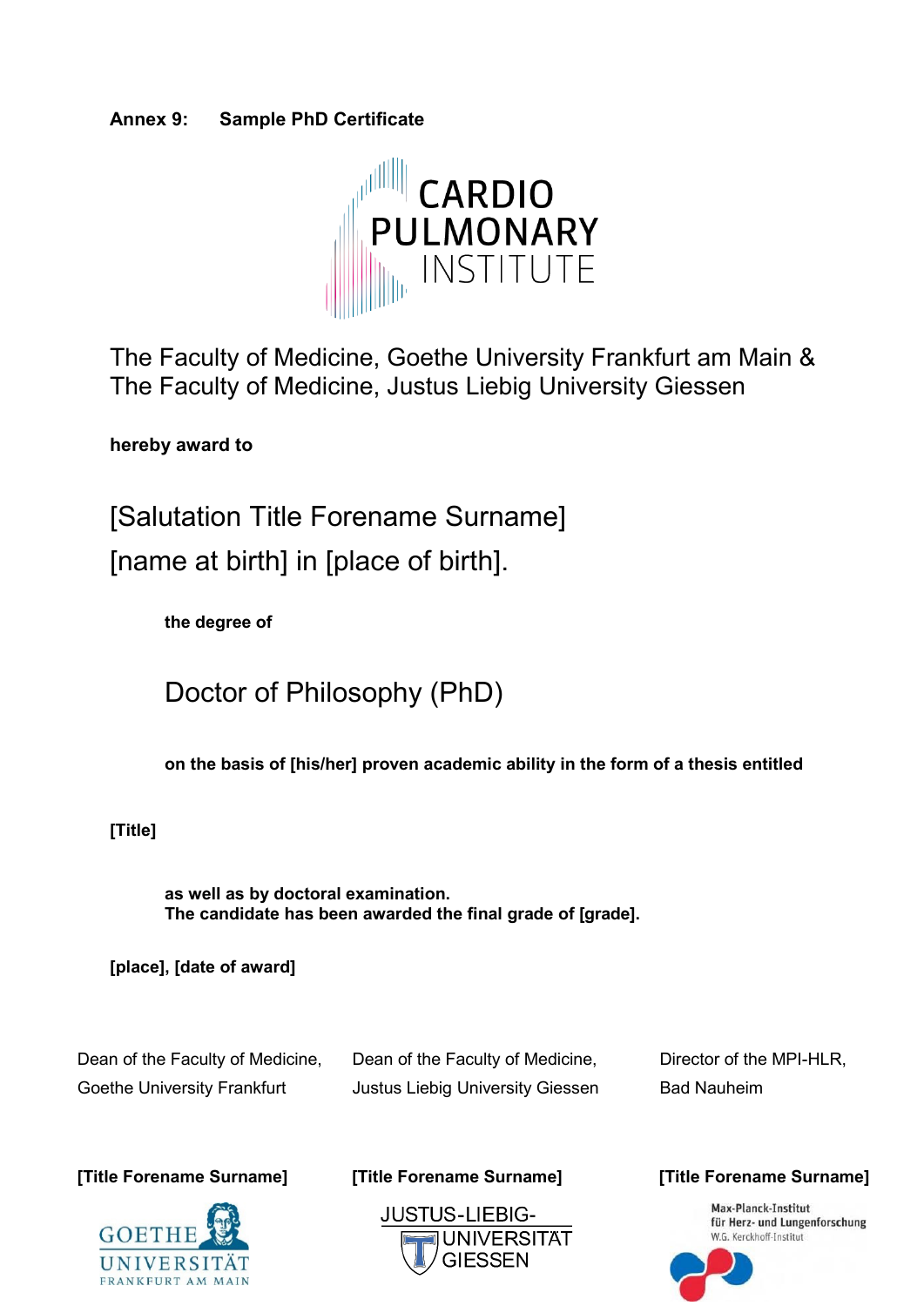**Annex 9: Sample PhD Certificate**

CARDIO PULMONARY INSTITUTE

The Faculty of Medicine, Goethe University Frankfurt am Main &
The Faculty of Medicine, Justus Liebig University Giessen

**hereby award to**

[Salutation Title Forename Surname]
[name at birth] in [place of birth].

**the degree of**

Doctor of Philosophy (PhD)

**on the basis of [his/her] proven academic ability in the form of a thesis entitled**

**[Title]**

**as well as by doctoral examination.**
**The candidate has been awarded the final grade of [grade].**

**[place], [date of award]**

| Dean of the Faculty of Medicine, Goethe University Frankfurt | Dean of the Faculty of Medicine, Justus Liebig University Giessen | Director of the MPI-HLR, Bad Nauheim |
|---|---|---|
| **[Title Forename Surname]** | **[Title Forename Surname]** | **[Title Forename Surname]** |
| GOETHE UNIVERSITÄT FRANKFURT AM MAIN | JUSTUS-LIEBIG-UNIVERSITÄT GIESSEN | Max-Planck-Institut für Herz- und Lungenforschung W.G. Kerckhoff-Institut |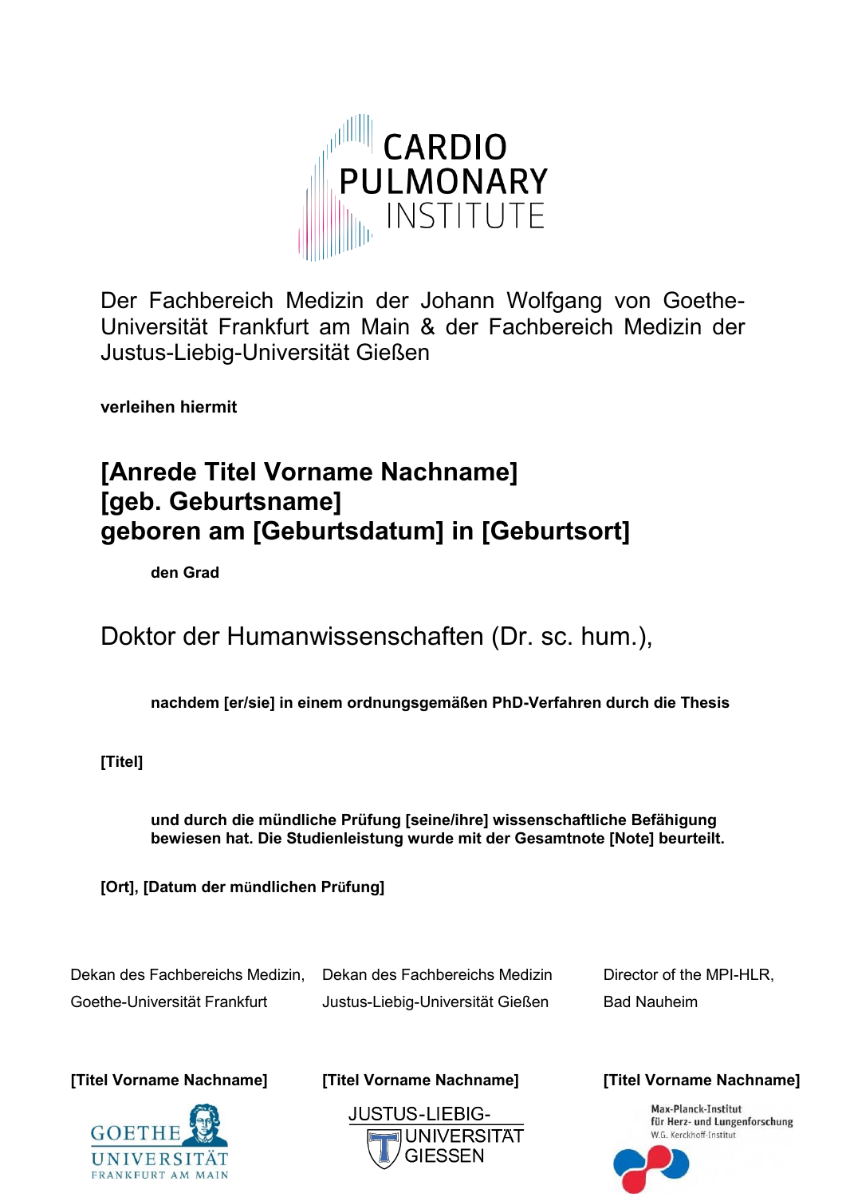CARDIO
PULMONARY
INSTITUTE

Der Fachbereich Medizin der Johann Wolfgang von Goethe-Universität Frankfurt am Main & der Fachbereich Medizin der Justus-Liebig-Universität Gießen

**verleihen hiermit**

**[Anrede Titel Vorname Nachname]**
**[geb. Geburtsname]**
**geboren am [Geburtsdatum] in [Geburtsort]**

**den Grad**

Doktor der Humanwissenschaften (Dr. sc. hum.),

**nachdem [er/sie] in einem ordnungsgemäßen PhD-Verfahren durch die Thesis**

**[Titel]**

**und durch die mündliche Prüfung [seine/ihre] wissenschaftliche Befähigung bewiesen hat. Die Studienleistung wurde mit der Gesamtnote [Note] beurteilt.**

**[Ort], [Datum der mündlichen Prüfung]**

| | | |
|---|---|---|
| Dekan des Fachbereichs Medizin, Goethe-Universität Frankfurt | Dekan des Fachbereichs Medizin Justus-Liebig-Universität Gießen | Director of the MPI-HLR, Bad Nauheim |
| **[Titel Vorname Nachname]** | **[Titel Vorname Nachname]** | **[Titel Vorname Nachname]** |
| GOETHE UNIVERSITÄT FRANKFURT AM MAIN | JUSTUS-LIEBIG-UNIVERSITÄT GIESSEN | Max-Planck-Institut für Herz- und Lungenforschung W.G. Kerckhoff-Institut |